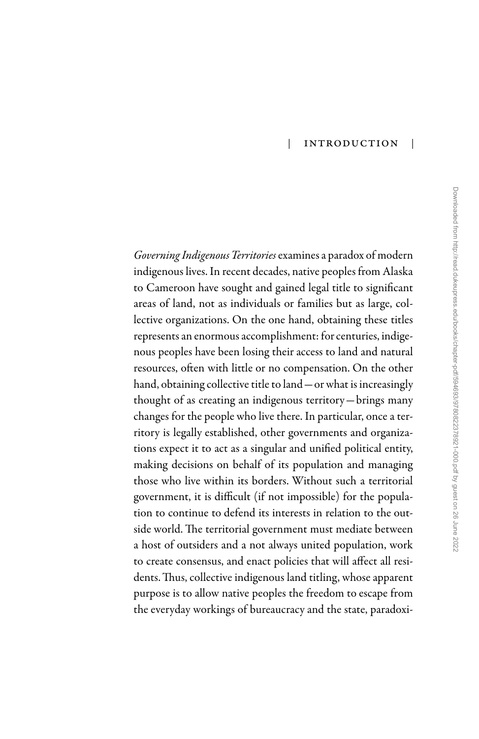# INTRODUCTION

*Governing Indigenous Territories* examines a paradox of modern indigenous lives. In recent decades, native peoples from Alaska to Cameroon have sought and gained legal title to significant areas of land, not as individuals or families but as large, collective organizations. On the one hand, obtaining these titles represents an enormous accomplishment: for centuries, indigenous peoples have been losing their access to land and natural resources, often with little or no compensation. On the other hand, obtaining collective title to land—or what is increasingly thought of as creating an indigenous territory—brings many changes for the people who live there. In particular, once a territory is legally established, other governments and organizations expect it to act as a singular and unified political entity, making decisions on behalf of its population and managing those who live within its borders. Without such a territorial government, it is difficult (if not impossible) for the population to continue to defend its interests in relation to the outside world. The territorial government must mediate between a host of outsiders and a not always united population, work to create consensus, and enact policies that will affect all residents. Thus, collective indigenous land titling, whose apparent purpose is to allow native peoples the freedom to escape from the everyday workings of bureaucracy and the state, paradoxi-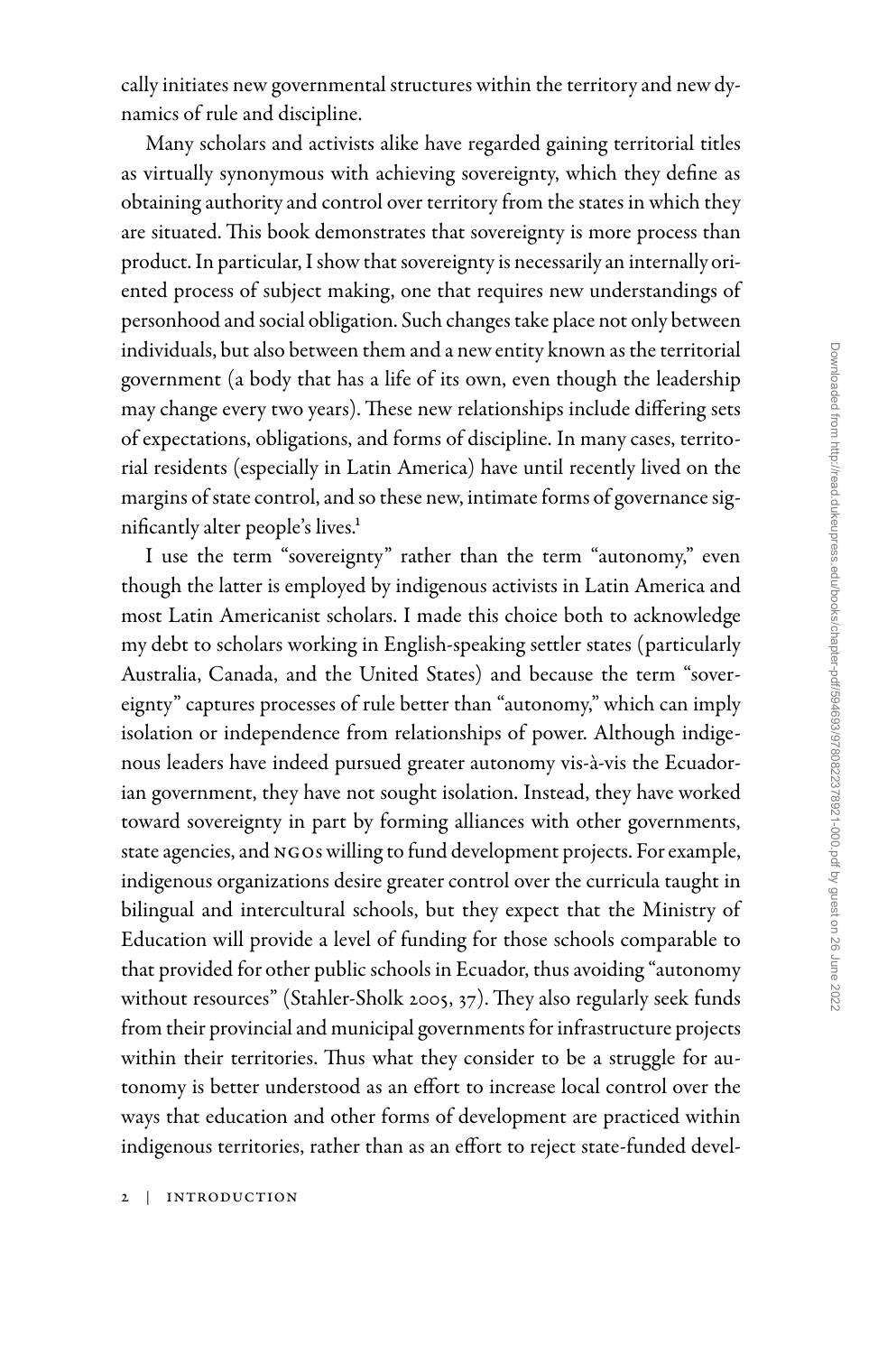cally initiates new governmental structures within the territory and new dynamics of rule and discipline.

Many scholars and activists alike have regarded gaining territorial titles as virtually synonymous with achieving sovereignty, which they define as obtaining authority and control over territory from the states in which they are situated. This book demonstrates that sovereignty is more process than product. In particular, I show that sovereignty is necessarily an internally oriented process of subject making, one that requires new understandings of personhood and social obligation. Such changes take place not only between individuals, but also between them and a new entity known as the territorial government (a body that has a life of its own, even though the leadership may change every two years). These new relationships include differing sets of expectations, obligations, and forms of discipline. In many cases, territorial residents (especially in Latin America) have until recently lived on the margins of state control, and so these new, intimate forms of governance significantly alter people's lives.[1]

I use the term "sovereignty" rather than the term "autonomy," even though the latter is employed by indigenous activists in Latin America and most Latin Americanist scholars. I made this choice both to acknowledge my debt to scholars working in English-speaking settler states (particularly Australia, Canada, and the United States) and because the term "sovereignty" captures processes of rule better than "autonomy," which can imply isolation or independence from relationships of power. Although indigenous leaders have indeed pursued greater autonomy vis-à-vis the Ecuadorian government, they have not sought isolation. Instead, they have worked toward sovereignty in part by forming alliances with other governments, state agencies, and NGOs willing to fund development projects. For example, indigenous organizations desire greater control over the curricula taught in bilingual and intercultural schools, but they expect that the Ministry of Education will provide a level of funding for those schools comparable to that provided for other public schools in Ecuador, thus avoiding "autonomy without resources" (Stahler-Sholk 2005, 37). They also regularly seek funds from their provincial and municipal governments for infrastructure projects within their territories. Thus what they consider to be a struggle for autonomy is better understood as an effort to increase local control over the ways that education and other forms of development are practiced within indigenous territories, rather than as an effort to reject state-funded devel-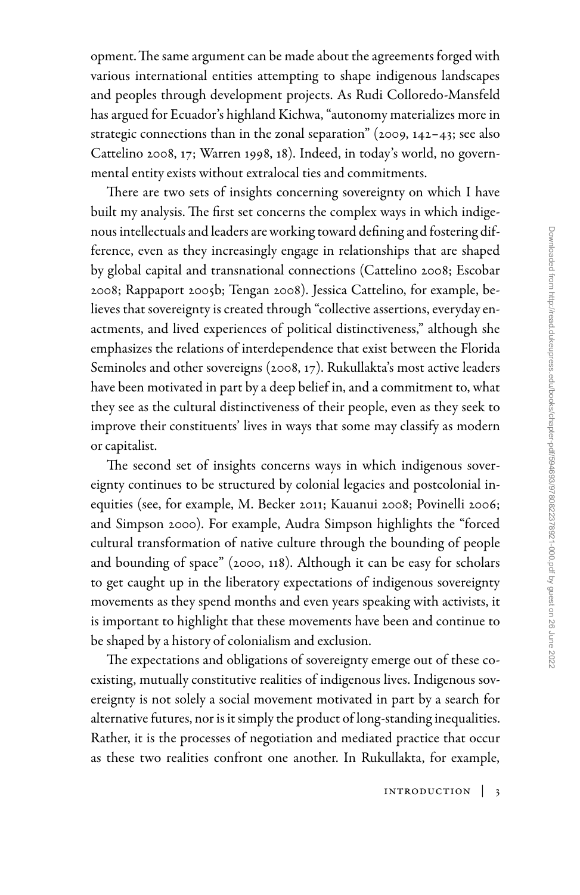opment. The same argument can be made about the agreements forged with various international entities attempting to shape indigenous landscapes and peoples through development projects. As Rudi Colloredo-Mansfeld has argued for Ecuador's highland Kichwa, "autonomy materializes more in strategic connections than in the zonal separation" (2009, 142–43; see also Cattelino 2008, 17; Warren 1998, 18). Indeed, in today's world, no governmental entity exists without extralocal ties and commitments.

There are two sets of insights concerning sovereignty on which I have built my analysis. The first set concerns the complex ways in which indigenous intellectuals and leaders are working toward defining and fostering difference, even as they increasingly engage in relationships that are shaped by global capital and transnational connections (Cattelino 2008; Escobar 2008; Rappaport 2005b; Tengan 2008). Jessica Cattelino, for example, believes that sovereignty is created through "collective assertions, everyday enactments, and lived experiences of political distinctiveness," although she emphasizes the relations of interdependence that exist between the Florida Seminoles and other sovereigns (2008, 17). Rukullakta's most active leaders have been motivated in part by a deep belief in, and a commitment to, what they see as the cultural distinctiveness of their people, even as they seek to improve their constituents' lives in ways that some may classify as modern or capitalist.

The second set of insights concerns ways in which indigenous sovereignty continues to be structured by colonial legacies and postcolonial inequities (see, for example, M. Becker 2011; Kauanui 2008; Povinelli 2006; and Simpson 2000). For example, Audra Simpson highlights the "forced cultural transformation of native culture through the bounding of people and bounding of space" (2000, 118). Although it can be easy for scholars to get caught up in the liberatory expectations of indigenous sovereignty movements as they spend months and even years speaking with activists, it is important to highlight that these movements have been and continue to be shaped by a history of colonialism and exclusion.

The expectations and obligations of sovereignty emerge out of these coexisting, mutually constitutive realities of indigenous lives. Indigenous sovereignty is not solely a social movement motivated in part by a search for alternative futures, nor is it simply the product of long-standing inequalities. Rather, it is the processes of negotiation and mediated practice that occur as these two realities confront one another. In Rukullakta, for example,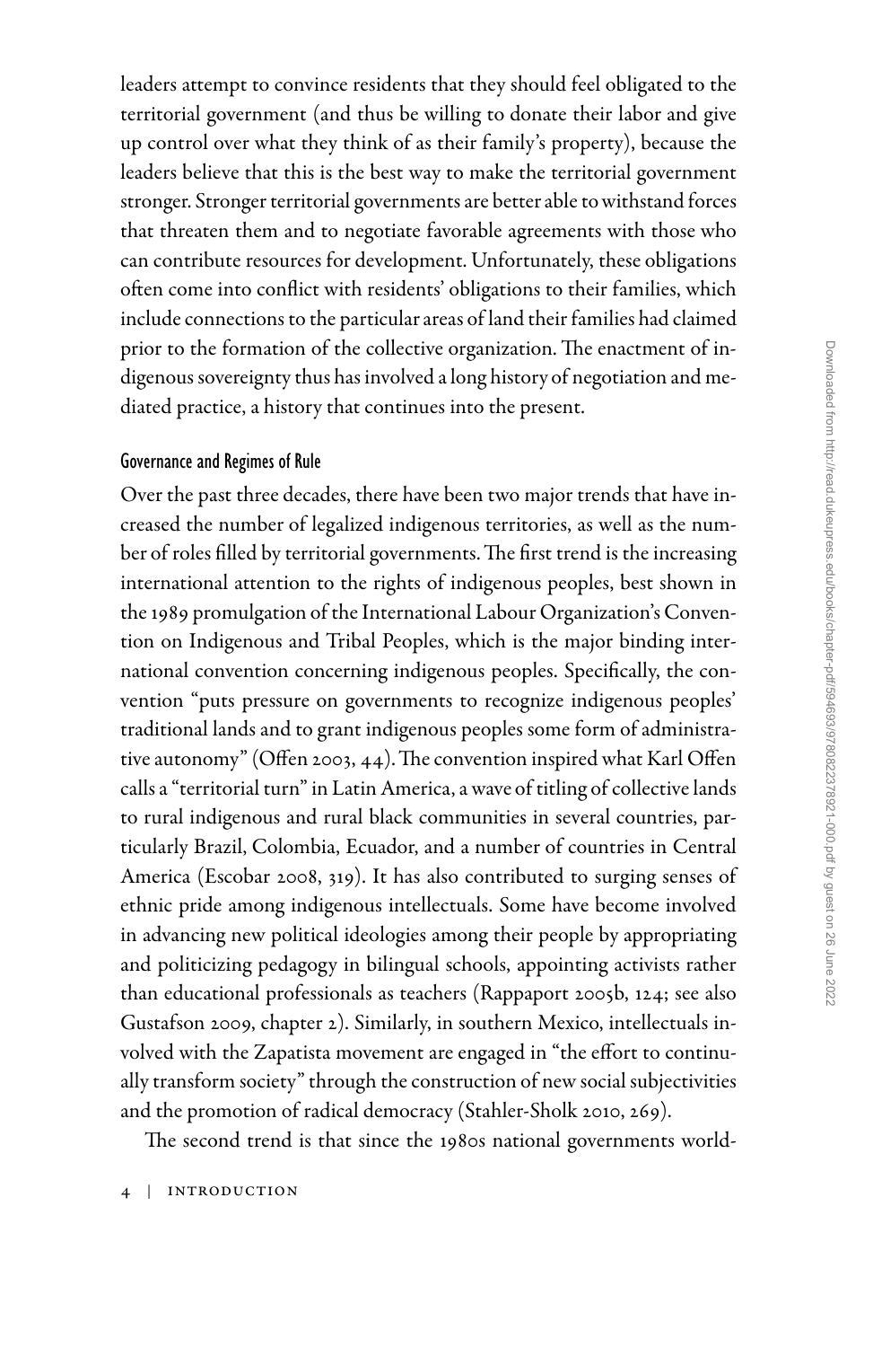leaders attempt to convince residents that they should feel obligated to the territorial government (and thus be willing to donate their labor and give up control over what they think of as their family's property), because the leaders believe that this is the best way to make the territorial government stronger. Stronger territorial governments are better able to withstand forces that threaten them and to negotiate favorable agreements with those who can contribute resources for development. Unfortunately, these obligations often come into conflict with residents' obligations to their families, which include connections to the particular areas of land their families had claimed prior to the formation of the collective organization. The enactment of indigenous sovereignty thus has involved a long history of negotiation and mediated practice, a history that continues into the present.

### Governance and Regimes of Rule

Over the past three decades, there have been two major trends that have increased the number of legalized indigenous territories, as well as the number of roles filled by territorial governments. The first trend is the increasing international attention to the rights of indigenous peoples, best shown in the 1989 promulgation of the International Labour Organization's Convention on Indigenous and Tribal Peoples, which is the major binding international convention concerning indigenous peoples. Specifically, the convention "puts pressure on governments to recognize indigenous peoples' traditional lands and to grant indigenous peoples some form of administrative autonomy" (Offen 2003, 44). The convention inspired what Karl Offen calls a "territorial turn" in Latin America, a wave of titling of collective lands to rural indigenous and rural black communities in several countries, particularly Brazil, Colombia, Ecuador, and a number of countries in Central America (Escobar 2008, 319). It has also contributed to surging senses of ethnic pride among indigenous intellectuals. Some have become involved in advancing new political ideologies among their people by appropriating and politicizing pedagogy in bilingual schools, appointing activists rather than educational professionals as teachers (Rappaport 2005b, 124; see also Gustafson 2009, chapter 2). Similarly, in southern Mexico, intellectuals involved with the Zapatista movement are engaged in "the effort to continually transform society" through the construction of new social subjectivities and the promotion of radical democracy (Stahler-Sholk 2010, 269).

The second trend is that since the 1980s national governments world-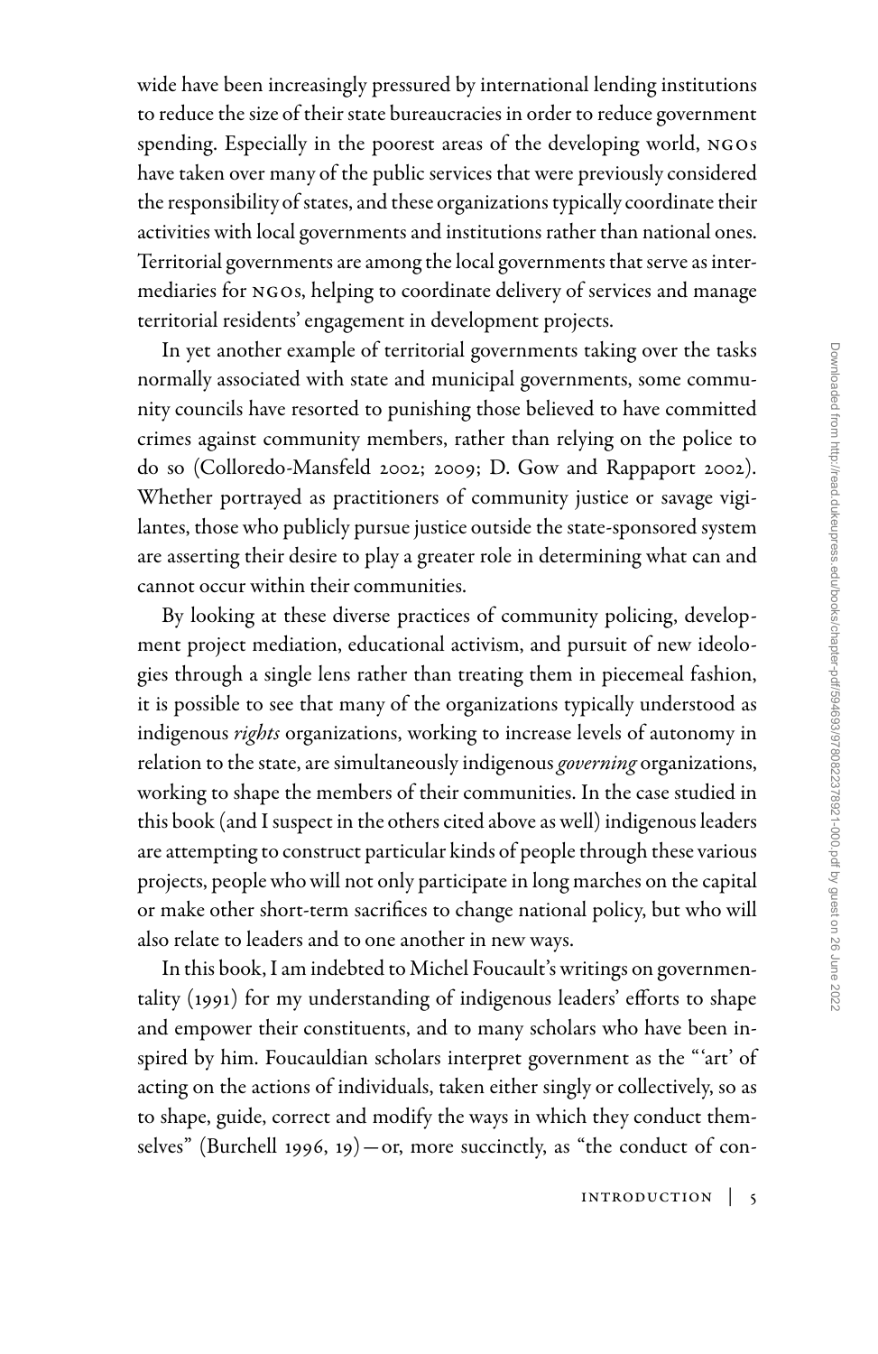wide have been increasingly pressured by international lending institutions to reduce the size of their state bureaucracies in order to reduce government spending. Especially in the poorest areas of the developing world, NGOs have taken over many of the public services that were previously considered the responsibility of states, and these organizations typically coordinate their activities with local governments and institutions rather than national ones. Territorial governments are among the local governments that serve as intermediaries for NGOs, helping to coordinate delivery of services and manage territorial residents' engagement in development projects.

In yet another example of territorial governments taking over the tasks normally associated with state and municipal governments, some community councils have resorted to punishing those believed to have committed crimes against community members, rather than relying on the police to do so (Colloredo-Mansfeld 2002; 2009; D. Gow and Rappaport 2002). Whether portrayed as practitioners of community justice or savage vigilantes, those who publicly pursue justice outside the state-sponsored system are asserting their desire to play a greater role in determining what can and cannot occur within their communities.

By looking at these diverse practices of community policing, development project mediation, educational activism, and pursuit of new ideologies through a single lens rather than treating them in piecemeal fashion, it is possible to see that many of the organizations typically understood as indigenous *rights* organizations, working to increase levels of autonomy in relation to the state, are simultaneously indigenous *governing* organizations, working to shape the members of their communities. In the case studied in this book (and I suspect in the others cited above as well) indigenous leaders are attempting to construct particular kinds of people through these various projects, people who will not only participate in long marches on the capital or make other short-term sacrifices to change national policy, but who will also relate to leaders and to one another in new ways.

In this book, I am indebted to Michel Foucault's writings on governmentality (1991) for my understanding of indigenous leaders' efforts to shape and empower their constituents, and to many scholars who have been inspired by him. Foucauldian scholars interpret government as the "'art' of acting on the actions of individuals, taken either singly or collectively, so as to shape, guide, correct and modify the ways in which they conduct themselves" (Burchell 1996, 19)—or, more succinctly, as "the conduct of con-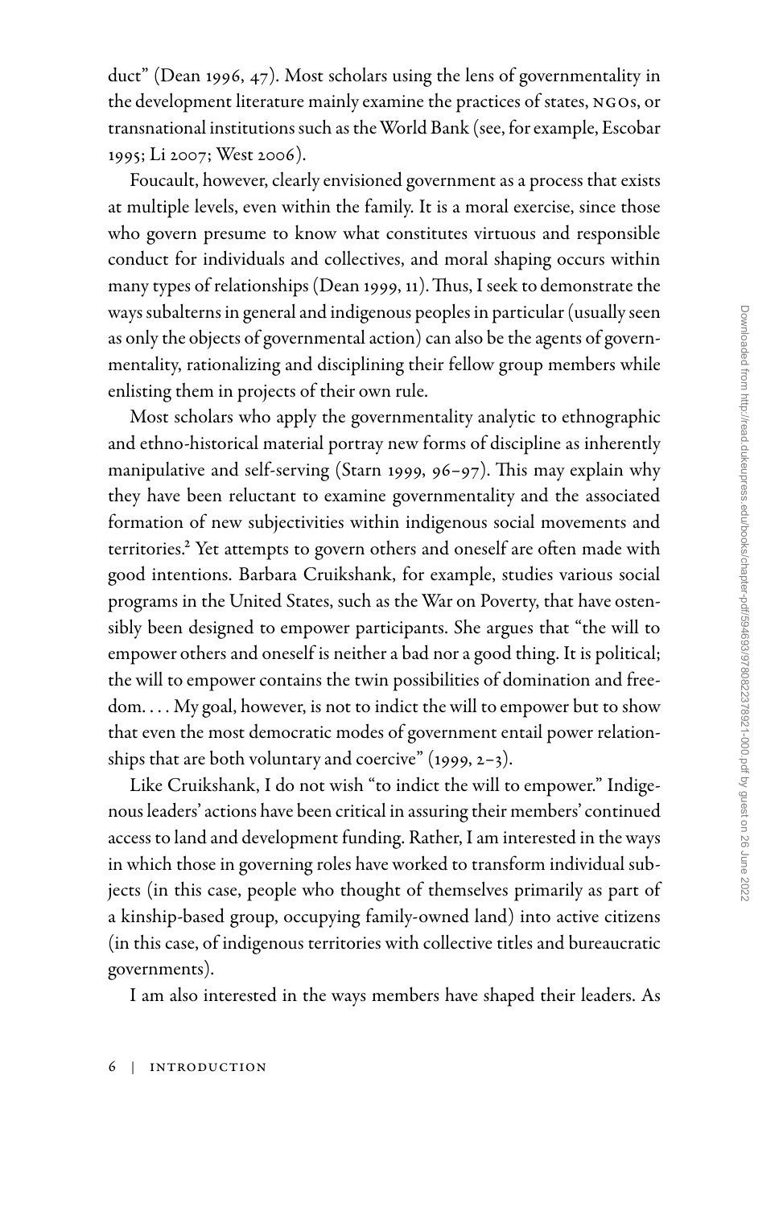duct" (Dean 1996, 47). Most scholars using the lens of governmentality in the development literature mainly examine the practices of states, NGOs, or transnational institutions such as the World Bank (see, for example, Escobar 1995; Li 2007; West 2006).

Foucault, however, clearly envisioned government as a process that exists at multiple levels, even within the family. It is a moral exercise, since those who govern presume to know what constitutes virtuous and responsible conduct for individuals and collectives, and moral shaping occurs within many types of relationships (Dean 1999, 11). Thus, I seek to demonstrate the ways subalterns in general and indigenous peoples in particular (usually seen as only the objects of governmental action) can also be the agents of governmentality, rationalizing and disciplining their fellow group members while enlisting them in projects of their own rule.

Most scholars who apply the governmentality analytic to ethnographic and ethno-historical material portray new forms of discipline as inherently manipulative and self-serving (Starn 1999, 96–97). This may explain why they have been reluctant to examine governmentality and the associated formation of new subjectivities within indigenous social movements and territories.[2] Yet attempts to govern others and oneself are often made with good intentions. Barbara Cruikshank, for example, studies various social programs in the United States, such as the War on Poverty, that have ostensibly been designed to empower participants. She argues that "the will to empower others and oneself is neither a bad nor a good thing. It is political; the will to empower contains the twin possibilities of domination and freedom. . . . My goal, however, is not to indict the will to empower but to show that even the most democratic modes of government entail power relationships that are both voluntary and coercive" (1999, 2–3).

Like Cruikshank, I do not wish "to indict the will to empower." Indigenous leaders' actions have been critical in assuring their members' continued access to land and development funding. Rather, I am interested in the ways in which those in governing roles have worked to transform individual subjects (in this case, people who thought of themselves primarily as part of a kinship-based group, occupying family-owned land) into active citizens (in this case, of indigenous territories with collective titles and bureaucratic governments).

I am also interested in the ways members have shaped their leaders. As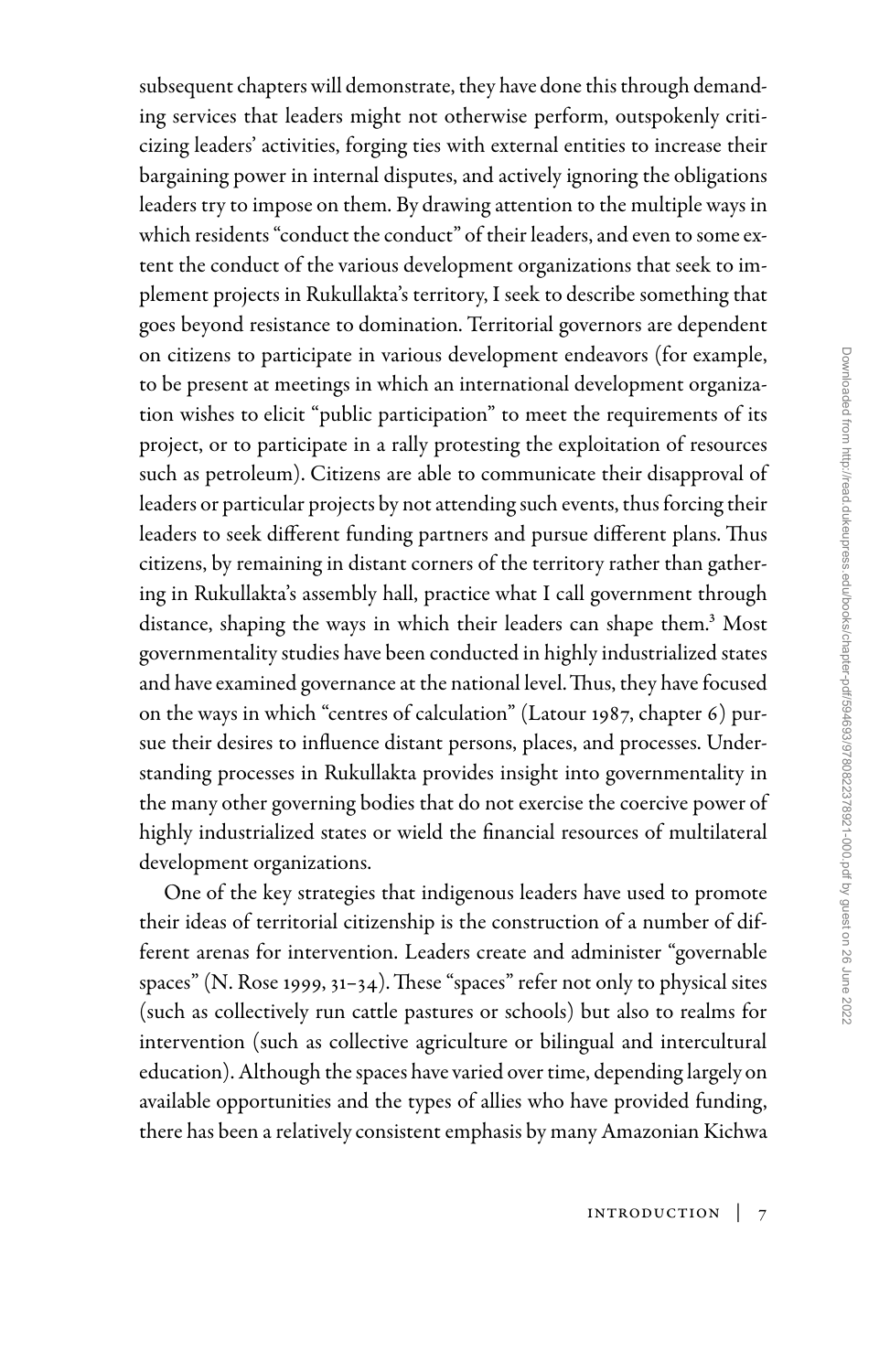subsequent chapters will demonstrate, they have done this through demanding services that leaders might not otherwise perform, outspokenly criticizing leaders' activities, forging ties with external entities to increase their bargaining power in internal disputes, and actively ignoring the obligations leaders try to impose on them. By drawing attention to the multiple ways in which residents "conduct the conduct" of their leaders, and even to some extent the conduct of the various development organizations that seek to implement projects in Rukullakta's territory, I seek to describe something that goes beyond resistance to domination. Territorial governors are dependent on citizens to participate in various development endeavors (for example, to be present at meetings in which an international development organization wishes to elicit "public participation" to meet the requirements of its project, or to participate in a rally protesting the exploitation of resources such as petroleum). Citizens are able to communicate their disapproval of leaders or particular projects by not attending such events, thus forcing their leaders to seek different funding partners and pursue different plans. Thus citizens, by remaining in distant corners of the territory rather than gathering in Rukullakta's assembly hall, practice what I call government through distance, shaping the ways in which their leaders can shape them.[3] Most governmentality studies have been conducted in highly industrialized states and have examined governance at the national level. Thus, they have focused on the ways in which "centres of calculation" (Latour 1987, chapter 6) pursue their desires to influence distant persons, places, and processes. Understanding processes in Rukullakta provides insight into governmentality in the many other governing bodies that do not exercise the coercive power of highly industrialized states or wield the financial resources of multilateral development organizations.

One of the key strategies that indigenous leaders have used to promote their ideas of territorial citizenship is the construction of a number of different arenas for intervention. Leaders create and administer "governable spaces" (N. Rose 1999, 31–34). These "spaces" refer not only to physical sites (such as collectively run cattle pastures or schools) but also to realms for intervention (such as collective agriculture or bilingual and intercultural education). Although the spaces have varied over time, depending largely on available opportunities and the types of allies who have provided funding, there has been a relatively consistent emphasis by many Amazonian Kichwa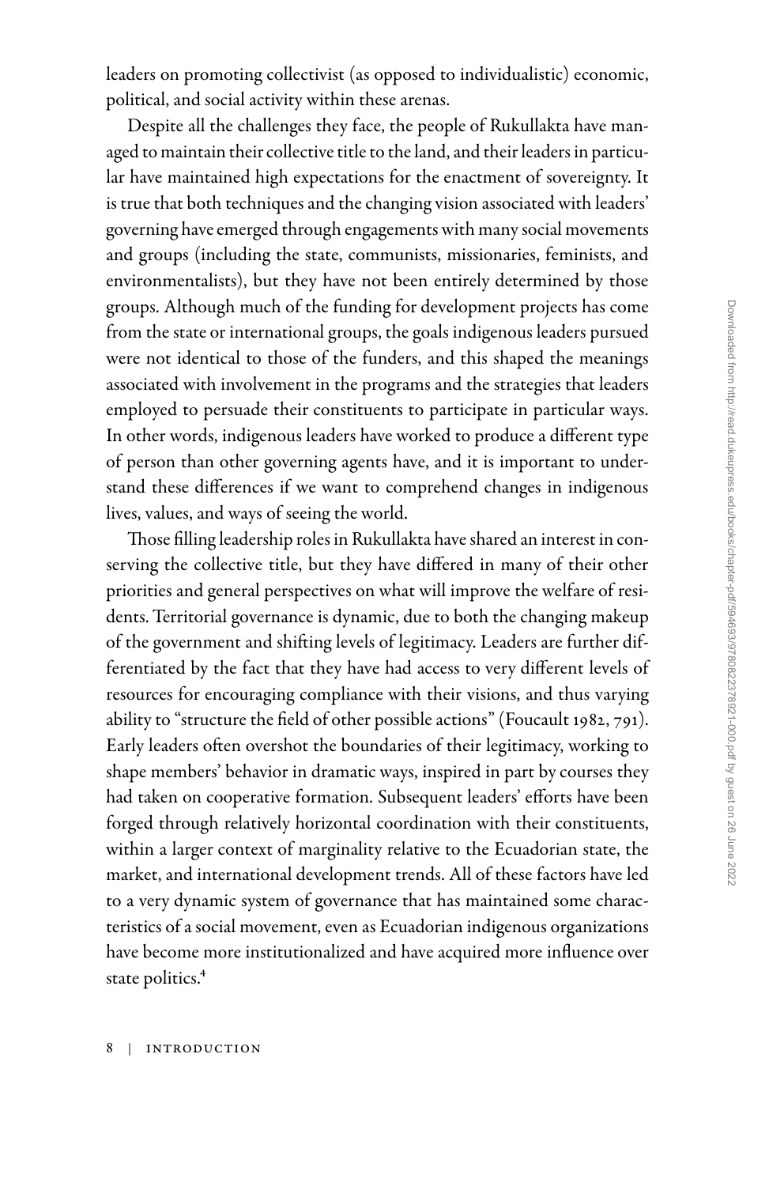leaders on promoting collectivist (as opposed to individualistic) economic, political, and social activity within these arenas.

Despite all the challenges they face, the people of Rukullakta have managed to maintain their collective title to the land, and their leaders in particular have maintained high expectations for the enactment of sovereignty. It is true that both techniques and the changing vision associated with leaders' governing have emerged through engagements with many social movements and groups (including the state, communists, missionaries, feminists, and environmentalists), but they have not been entirely determined by those groups. Although much of the funding for development projects has come from the state or international groups, the goals indigenous leaders pursued were not identical to those of the funders, and this shaped the meanings associated with involvement in the programs and the strategies that leaders employed to persuade their constituents to participate in particular ways. In other words, indigenous leaders have worked to produce a different type of person than other governing agents have, and it is important to understand these differences if we want to comprehend changes in indigenous lives, values, and ways of seeing the world.

Those filling leadership roles in Rukullakta have shared an interest in conserving the collective title, but they have differed in many of their other priorities and general perspectives on what will improve the welfare of residents. Territorial governance is dynamic, due to both the changing makeup of the government and shifting levels of legitimacy. Leaders are further differentiated by the fact that they have had access to very different levels of resources for encouraging compliance with their visions, and thus varying ability to "structure the field of other possible actions" (Foucault 1982, 791). Early leaders often overshot the boundaries of their legitimacy, working to shape members' behavior in dramatic ways, inspired in part by courses they had taken on cooperative formation. Subsequent leaders' efforts have been forged through relatively horizontal coordination with their constituents, within a larger context of marginality relative to the Ecuadorian state, the market, and international development trends. All of these factors have led to a very dynamic system of governance that has maintained some characteristics of a social movement, even as Ecuadorian indigenous organizations have become more institutionalized and have acquired more influence over state politics.[4]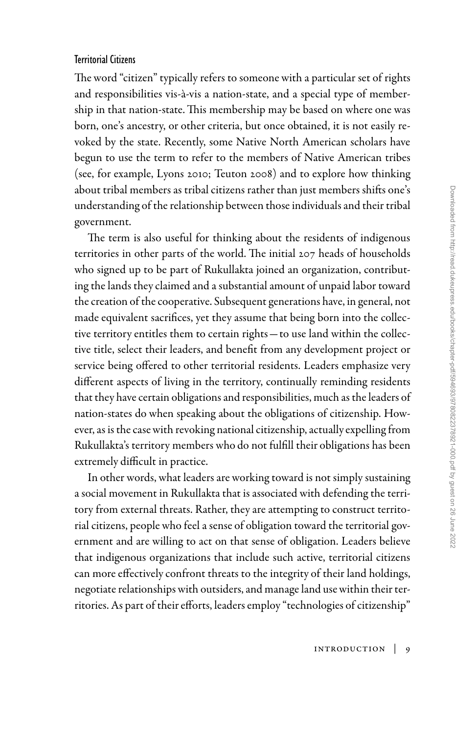### Territorial Citizens

The word "citizen" typically refers to someone with a particular set of rights and responsibilities vis-à-vis a nation-state, and a special type of membership in that nation-state. This membership may be based on where one was born, one's ancestry, or other criteria, but once obtained, it is not easily revoked by the state. Recently, some Native North American scholars have begun to use the term to refer to the members of Native American tribes (see, for example, Lyons 2010; Teuton 2008) and to explore how thinking about tribal members as tribal citizens rather than just members shifts one's understanding of the relationship between those individuals and their tribal government.

The term is also useful for thinking about the residents of indigenous territories in other parts of the world. The initial 207 heads of households who signed up to be part of Rukullakta joined an organization, contributing the lands they claimed and a substantial amount of unpaid labor toward the creation of the cooperative. Subsequent generations have, in general, not made equivalent sacrifices, yet they assume that being born into the collective territory entitles them to certain rights—to use land within the collective title, select their leaders, and benefit from any development project or service being offered to other territorial residents. Leaders emphasize very different aspects of living in the territory, continually reminding residents that they have certain obligations and responsibilities, much as the leaders of nation-states do when speaking about the obligations of citizenship. However, as is the case with revoking national citizenship, actually expelling from Rukullakta's territory members who do not fulfill their obligations has been extremely difficult in practice.

In other words, what leaders are working toward is not simply sustaining a social movement in Rukullakta that is associated with defending the territory from external threats. Rather, they are attempting to construct territorial citizens, people who feel a sense of obligation toward the territorial government and are willing to act on that sense of obligation. Leaders believe that indigenous organizations that include such active, territorial citizens can more effectively confront threats to the integrity of their land holdings, negotiate relationships with outsiders, and manage land use within their territories. As part of their efforts, leaders employ "technologies of citizenship"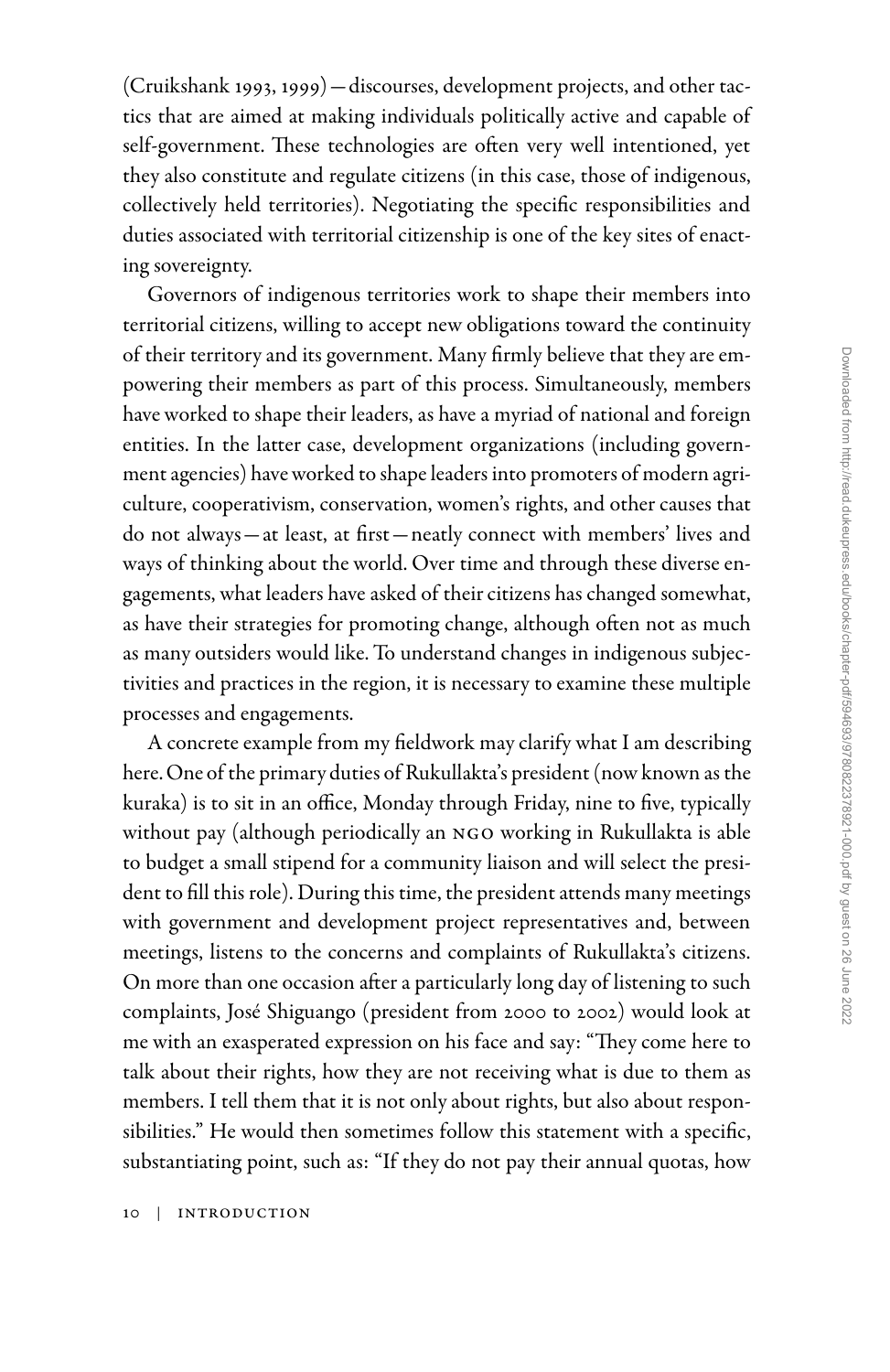(Cruikshank 1993, 1999)—discourses, development projects, and other tactics that are aimed at making individuals politically active and capable of self-government. These technologies are often very well intentioned, yet they also constitute and regulate citizens (in this case, those of indigenous, collectively held territories). Negotiating the specific responsibilities and duties associated with territorial citizenship is one of the key sites of enacting sovereignty.

Governors of indigenous territories work to shape their members into territorial citizens, willing to accept new obligations toward the continuity of their territory and its government. Many firmly believe that they are empowering their members as part of this process. Simultaneously, members have worked to shape their leaders, as have a myriad of national and foreign entities. In the latter case, development organizations (including government agencies) have worked to shape leaders into promoters of modern agriculture, cooperativism, conservation, women's rights, and other causes that do not always—at least, at first—neatly connect with members' lives and ways of thinking about the world. Over time and through these diverse engagements, what leaders have asked of their citizens has changed somewhat, as have their strategies for promoting change, although often not as much as many outsiders would like. To understand changes in indigenous subjectivities and practices in the region, it is necessary to examine these multiple processes and engagements.

A concrete example from my fieldwork may clarify what I am describing here. One of the primary duties of Rukullakta's president (now known as the kuraka) is to sit in an office, Monday through Friday, nine to five, typically without pay (although periodically an NGO working in Rukullakta is able to budget a small stipend for a community liaison and will select the president to fill this role). During this time, the president attends many meetings with government and development project representatives and, between meetings, listens to the concerns and complaints of Rukullakta's citizens. On more than one occasion after a particularly long day of listening to such complaints, José Shiguango (president from 2000 to 2002) would look at me with an exasperated expression on his face and say: "They come here to talk about their rights, how they are not receiving what is due to them as members. I tell them that it is not only about rights, but also about responsibilities." He would then sometimes follow this statement with a specific, substantiating point, such as: "If they do not pay their annual quotas, how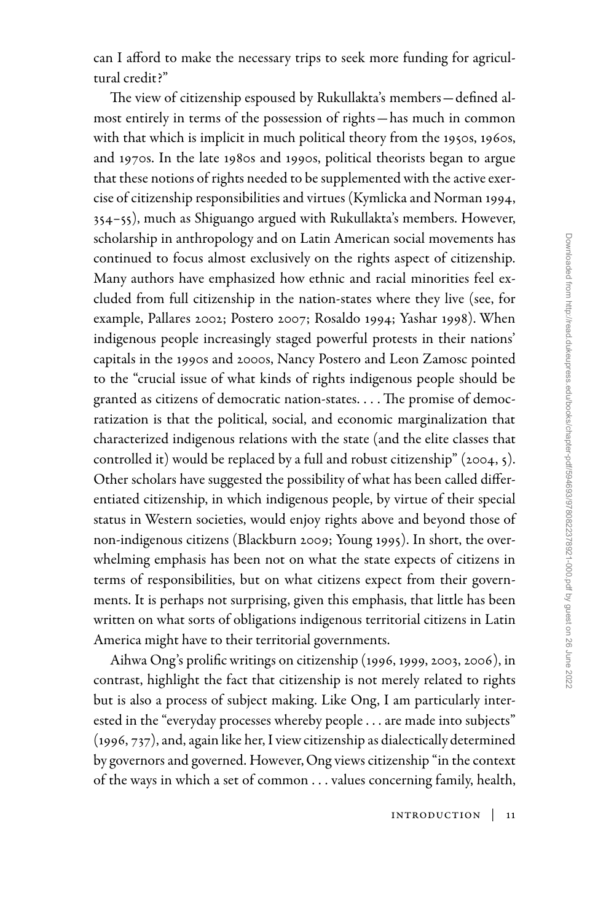can I afford to make the necessary trips to seek more funding for agricultural credit?"

The view of citizenship espoused by Rukullakta's members—defined almost entirely in terms of the possession of rights—has much in common with that which is implicit in much political theory from the 1950s, 1960s, and 1970s. In the late 1980s and 1990s, political theorists began to argue that these notions of rights needed to be supplemented with the active exercise of citizenship responsibilities and virtues (Kymlicka and Norman 1994, 354–55), much as Shiguango argued with Rukullakta's members. However, scholarship in anthropology and on Latin American social movements has continued to focus almost exclusively on the rights aspect of citizenship. Many authors have emphasized how ethnic and racial minorities feel excluded from full citizenship in the nation-states where they live (see, for example, Pallares 2002; Postero 2007; Rosaldo 1994; Yashar 1998). When indigenous people increasingly staged powerful protests in their nations' capitals in the 1990s and 2000s, Nancy Postero and Leon Zamosc pointed to the "crucial issue of what kinds of rights indigenous people should be granted as citizens of democratic nation-states. . . . The promise of democratization is that the political, social, and economic marginalization that characterized indigenous relations with the state (and the elite classes that controlled it) would be replaced by a full and robust citizenship" (2004, 5). Other scholars have suggested the possibility of what has been called differentiated citizenship, in which indigenous people, by virtue of their special status in Western societies, would enjoy rights above and beyond those of non-indigenous citizens (Blackburn 2009; Young 1995). In short, the overwhelming emphasis has been not on what the state expects of citizens in terms of responsibilities, but on what citizens expect from their governments. It is perhaps not surprising, given this emphasis, that little has been written on what sorts of obligations indigenous territorial citizens in Latin America might have to their territorial governments.

Aihwa Ong's prolific writings on citizenship (1996, 1999, 2003, 2006), in contrast, highlight the fact that citizenship is not merely related to rights but is also a process of subject making. Like Ong, I am particularly interested in the "everyday processes whereby people . . . are made into subjects" (1996, 737), and, again like her, I view citizenship as dialectically determined by governors and governed. However, Ong views citizenship "in the context of the ways in which a set of common . . . values concerning family, health,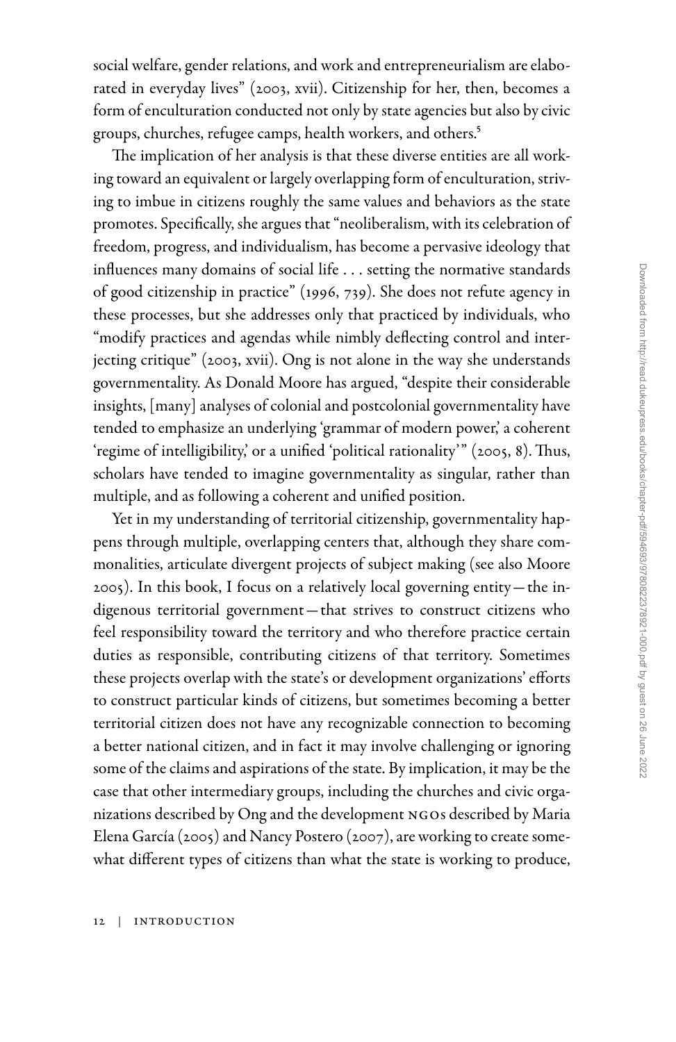social welfare, gender relations, and work and entrepreneurialism are elaborated in everyday lives" (2003, xvii). Citizenship for her, then, becomes a form of enculturation conducted not only by state agencies but also by civic groups, churches, refugee camps, health workers, and others.[5]

The implication of her analysis is that these diverse entities are all working toward an equivalent or largely overlapping form of enculturation, striving to imbue in citizens roughly the same values and behaviors as the state promotes. Specifically, she argues that "neoliberalism, with its celebration of freedom, progress, and individualism, has become a pervasive ideology that influences many domains of social life . . . setting the normative standards of good citizenship in practice" (1996, 739). She does not refute agency in these processes, but she addresses only that practiced by individuals, who "modify practices and agendas while nimbly deflecting control and interjecting critique" (2003, xvii). Ong is not alone in the way she understands governmentality. As Donald Moore has argued, "despite their considerable insights, [many] analyses of colonial and postcolonial governmentality have tended to emphasize an underlying 'grammar of modern power,' a coherent 'regime of intelligibility,' or a unified 'political rationality'" (2005, 8). Thus, scholars have tended to imagine governmentality as singular, rather than multiple, and as following a coherent and unified position.

Yet in my understanding of territorial citizenship, governmentality happens through multiple, overlapping centers that, although they share commonalities, articulate divergent projects of subject making (see also Moore 2005). In this book, I focus on a relatively local governing entity—the indigenous territorial government—that strives to construct citizens who feel responsibility toward the territory and who therefore practice certain duties as responsible, contributing citizens of that territory. Sometimes these projects overlap with the state's or development organizations' efforts to construct particular kinds of citizens, but sometimes becoming a better territorial citizen does not have any recognizable connection to becoming a better national citizen, and in fact it may involve challenging or ignoring some of the claims and aspirations of the state. By implication, it may be the case that other intermediary groups, including the churches and civic organizations described by Ong and the development NGOs described by Maria Elena García (2005) and Nancy Postero (2007), are working to create somewhat different types of citizens than what the state is working to produce,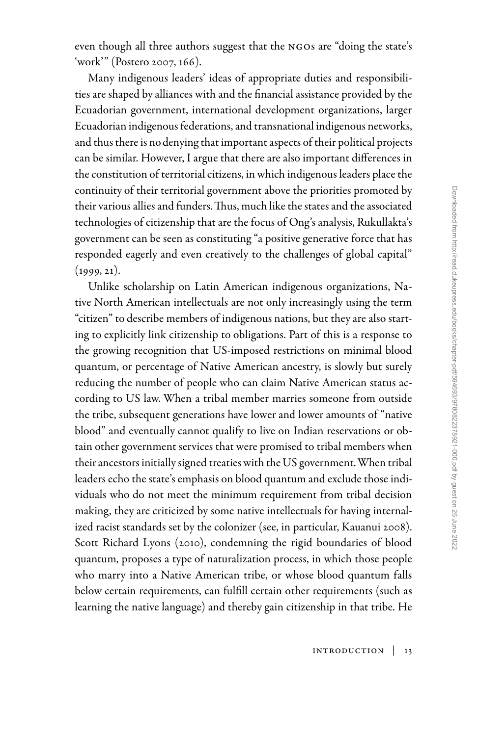even though all three authors suggest that the NGOs are "doing the state's 'work'" (Postero 2007, 166).

Many indigenous leaders' ideas of appropriate duties and responsibilities are shaped by alliances with and the financial assistance provided by the Ecuadorian government, international development organizations, larger Ecuadorian indigenous federations, and transnational indigenous networks, and thus there is no denying that important aspects of their political projects can be similar. However, I argue that there are also important differences in the constitution of territorial citizens, in which indigenous leaders place the continuity of their territorial government above the priorities promoted by their various allies and funders. Thus, much like the states and the associated technologies of citizenship that are the focus of Ong's analysis, Rukullakta's government can be seen as constituting "a positive generative force that has responded eagerly and even creatively to the challenges of global capital" (1999, 21).

Unlike scholarship on Latin American indigenous organizations, Native North American intellectuals are not only increasingly using the term "citizen" to describe members of indigenous nations, but they are also starting to explicitly link citizenship to obligations. Part of this is a response to the growing recognition that US-imposed restrictions on minimal blood quantum, or percentage of Native American ancestry, is slowly but surely reducing the number of people who can claim Native American status according to US law. When a tribal member marries someone from outside the tribe, subsequent generations have lower and lower amounts of "native blood" and eventually cannot qualify to live on Indian reservations or obtain other government services that were promised to tribal members when their ancestors initially signed treaties with the US government. When tribal leaders echo the state's emphasis on blood quantum and exclude those individuals who do not meet the minimum requirement from tribal decision making, they are criticized by some native intellectuals for having internalized racist standards set by the colonizer (see, in particular, Kauanui 2008). Scott Richard Lyons (2010), condemning the rigid boundaries of blood quantum, proposes a type of naturalization process, in which those people who marry into a Native American tribe, or whose blood quantum falls below certain requirements, can fulfill certain other requirements (such as learning the native language) and thereby gain citizenship in that tribe. He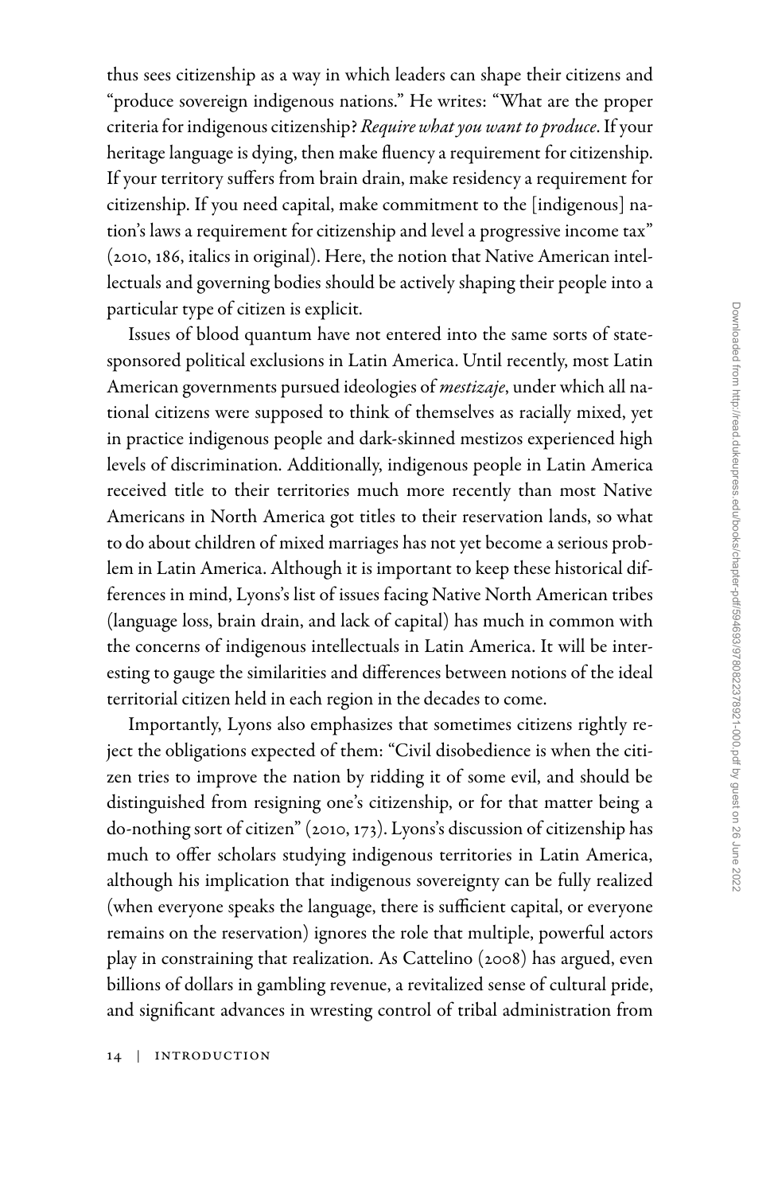thus sees citizenship as a way in which leaders can shape their citizens and "produce sovereign indigenous nations." He writes: "What are the proper criteria for indigenous citizenship? *Require what you want to produce*. If your heritage language is dying, then make fluency a requirement for citizenship. If your territory suffers from brain drain, make residency a requirement for citizenship. If you need capital, make commitment to the [indigenous] nation's laws a requirement for citizenship and level a progressive income tax" (2010, 186, italics in original). Here, the notion that Native American intellectuals and governing bodies should be actively shaping their people into a particular type of citizen is explicit.

Issues of blood quantum have not entered into the same sorts of state-sponsored political exclusions in Latin America. Until recently, most Latin American governments pursued ideologies of *mestizaje*, under which all national citizens were supposed to think of themselves as racially mixed, yet in practice indigenous people and dark-skinned mestizos experienced high levels of discrimination. Additionally, indigenous people in Latin America received title to their territories much more recently than most Native Americans in North America got titles to their reservation lands, so what to do about children of mixed marriages has not yet become a serious problem in Latin America. Although it is important to keep these historical differences in mind, Lyons's list of issues facing Native North American tribes (language loss, brain drain, and lack of capital) has much in common with the concerns of indigenous intellectuals in Latin America. It will be interesting to gauge the similarities and differences between notions of the ideal territorial citizen held in each region in the decades to come.

Importantly, Lyons also emphasizes that sometimes citizens rightly reject the obligations expected of them: "Civil disobedience is when the citizen tries to improve the nation by ridding it of some evil, and should be distinguished from resigning one's citizenship, or for that matter being a do-nothing sort of citizen" (2010, 173). Lyons's discussion of citizenship has much to offer scholars studying indigenous territories in Latin America, although his implication that indigenous sovereignty can be fully realized (when everyone speaks the language, there is sufficient capital, or everyone remains on the reservation) ignores the role that multiple, powerful actors play in constraining that realization. As Cattelino (2008) has argued, even billions of dollars in gambling revenue, a revitalized sense of cultural pride, and significant advances in wresting control of tribal administration from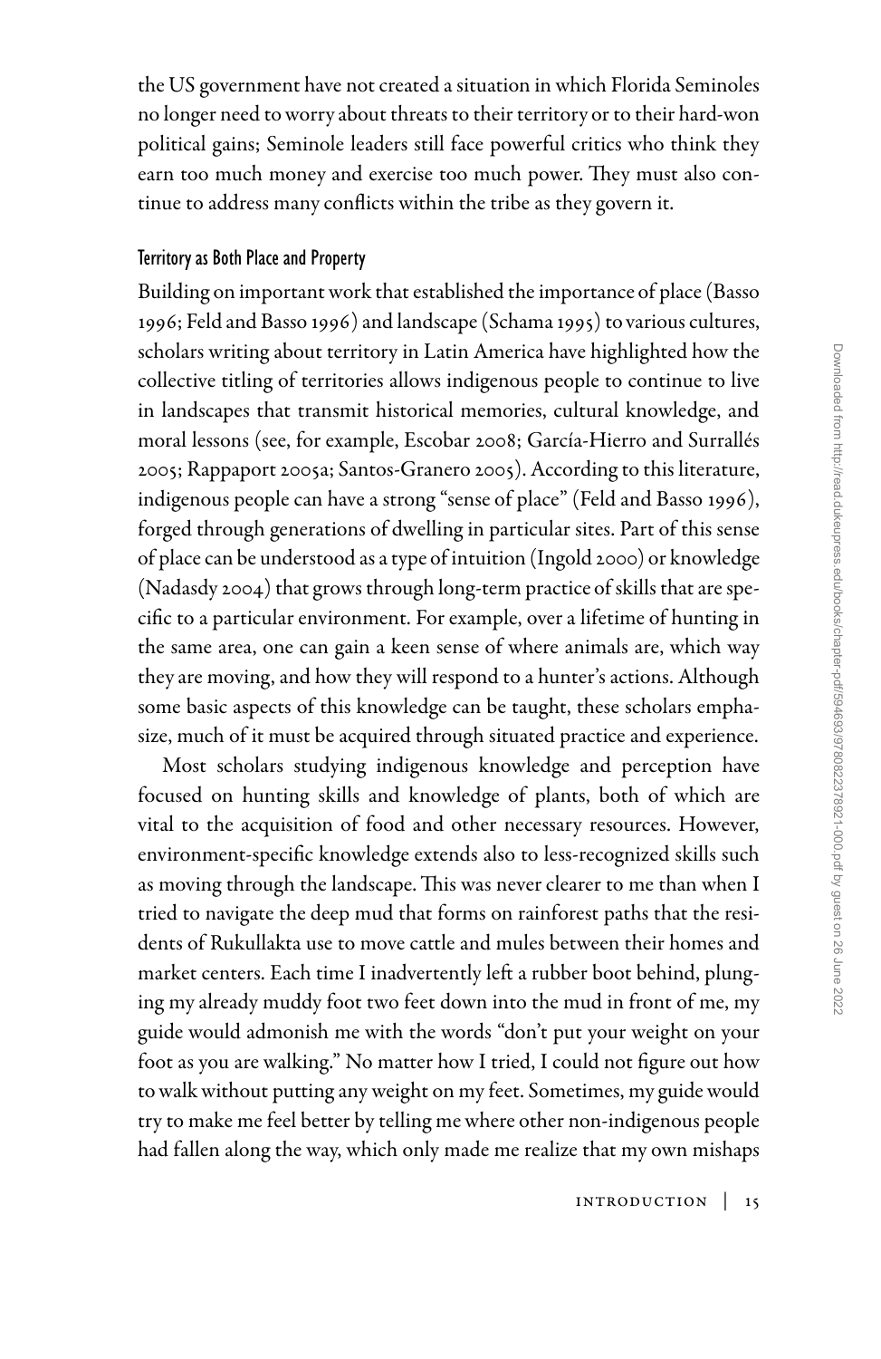the US government have not created a situation in which Florida Seminoles no longer need to worry about threats to their territory or to their hard-won political gains; Seminole leaders still face powerful critics who think they earn too much money and exercise too much power. They must also continue to address many conflicts within the tribe as they govern it.

### Territory as Both Place and Property

Building on important work that established the importance of place (Basso 1996; Feld and Basso 1996) and landscape (Schama 1995) to various cultures, scholars writing about territory in Latin America have highlighted how the collective titling of territories allows indigenous people to continue to live in landscapes that transmit historical memories, cultural knowledge, and moral lessons (see, for example, Escobar 2008; García-Hierro and Surrallés 2005; Rappaport 2005a; Santos-Granero 2005). According to this literature, indigenous people can have a strong "sense of place" (Feld and Basso 1996), forged through generations of dwelling in particular sites. Part of this sense of place can be understood as a type of intuition (Ingold 2000) or knowledge (Nadasdy 2004) that grows through long-term practice of skills that are specific to a particular environment. For example, over a lifetime of hunting in the same area, one can gain a keen sense of where animals are, which way they are moving, and how they will respond to a hunter's actions. Although some basic aspects of this knowledge can be taught, these scholars emphasize, much of it must be acquired through situated practice and experience.

Most scholars studying indigenous knowledge and perception have focused on hunting skills and knowledge of plants, both of which are vital to the acquisition of food and other necessary resources. However, environment-specific knowledge extends also to less-recognized skills such as moving through the landscape. This was never clearer to me than when I tried to navigate the deep mud that forms on rainforest paths that the residents of Rukullakta use to move cattle and mules between their homes and market centers. Each time I inadvertently left a rubber boot behind, plunging my already muddy foot two feet down into the mud in front of me, my guide would admonish me with the words "don't put your weight on your foot as you are walking." No matter how I tried, I could not figure out how to walk without putting any weight on my feet. Sometimes, my guide would try to make me feel better by telling me where other non-indigenous people had fallen along the way, which only made me realize that my own mishaps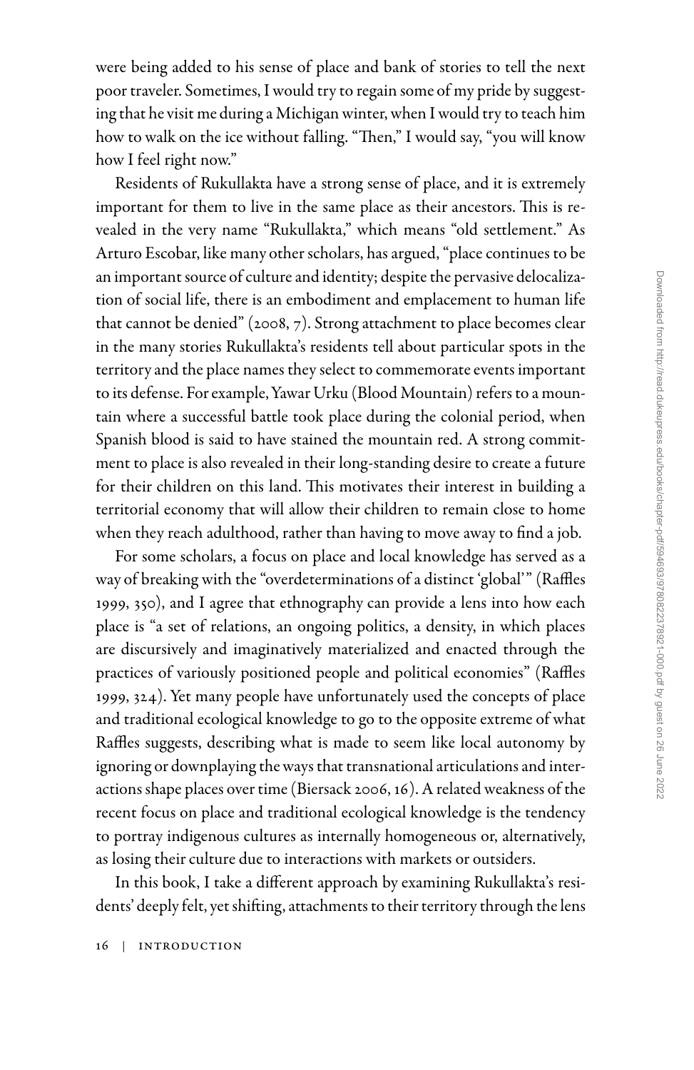were being added to his sense of place and bank of stories to tell the next poor traveler. Sometimes, I would try to regain some of my pride by suggesting that he visit me during a Michigan winter, when I would try to teach him how to walk on the ice without falling. "Then," I would say, "you will know how I feel right now."

Residents of Rukullakta have a strong sense of place, and it is extremely important for them to live in the same place as their ancestors. This is revealed in the very name "Rukullakta," which means "old settlement." As Arturo Escobar, like many other scholars, has argued, "place continues to be an important source of culture and identity; despite the pervasive delocalization of social life, there is an embodiment and emplacement to human life that cannot be denied" (2008, 7). Strong attachment to place becomes clear in the many stories Rukullakta's residents tell about particular spots in the territory and the place names they select to commemorate events important to its defense. For example, Yawar Urku (Blood Mountain) refers to a mountain where a successful battle took place during the colonial period, when Spanish blood is said to have stained the mountain red. A strong commitment to place is also revealed in their long-standing desire to create a future for their children on this land. This motivates their interest in building a territorial economy that will allow their children to remain close to home when they reach adulthood, rather than having to move away to find a job.

For some scholars, a focus on place and local knowledge has served as a way of breaking with the "overdeterminations of a distinct 'global'" (Raffles 1999, 350), and I agree that ethnography can provide a lens into how each place is "a set of relations, an ongoing politics, a density, in which places are discursively and imaginatively materialized and enacted through the practices of variously positioned people and political economies" (Raffles 1999, 324). Yet many people have unfortunately used the concepts of place and traditional ecological knowledge to go to the opposite extreme of what Raffles suggests, describing what is made to seem like local autonomy by ignoring or downplaying the ways that transnational articulations and interactions shape places over time (Biersack 2006, 16). A related weakness of the recent focus on place and traditional ecological knowledge is the tendency to portray indigenous cultures as internally homogeneous or, alternatively, as losing their culture due to interactions with markets or outsiders.

In this book, I take a different approach by examining Rukullakta's residents' deeply felt, yet shifting, attachments to their territory through the lens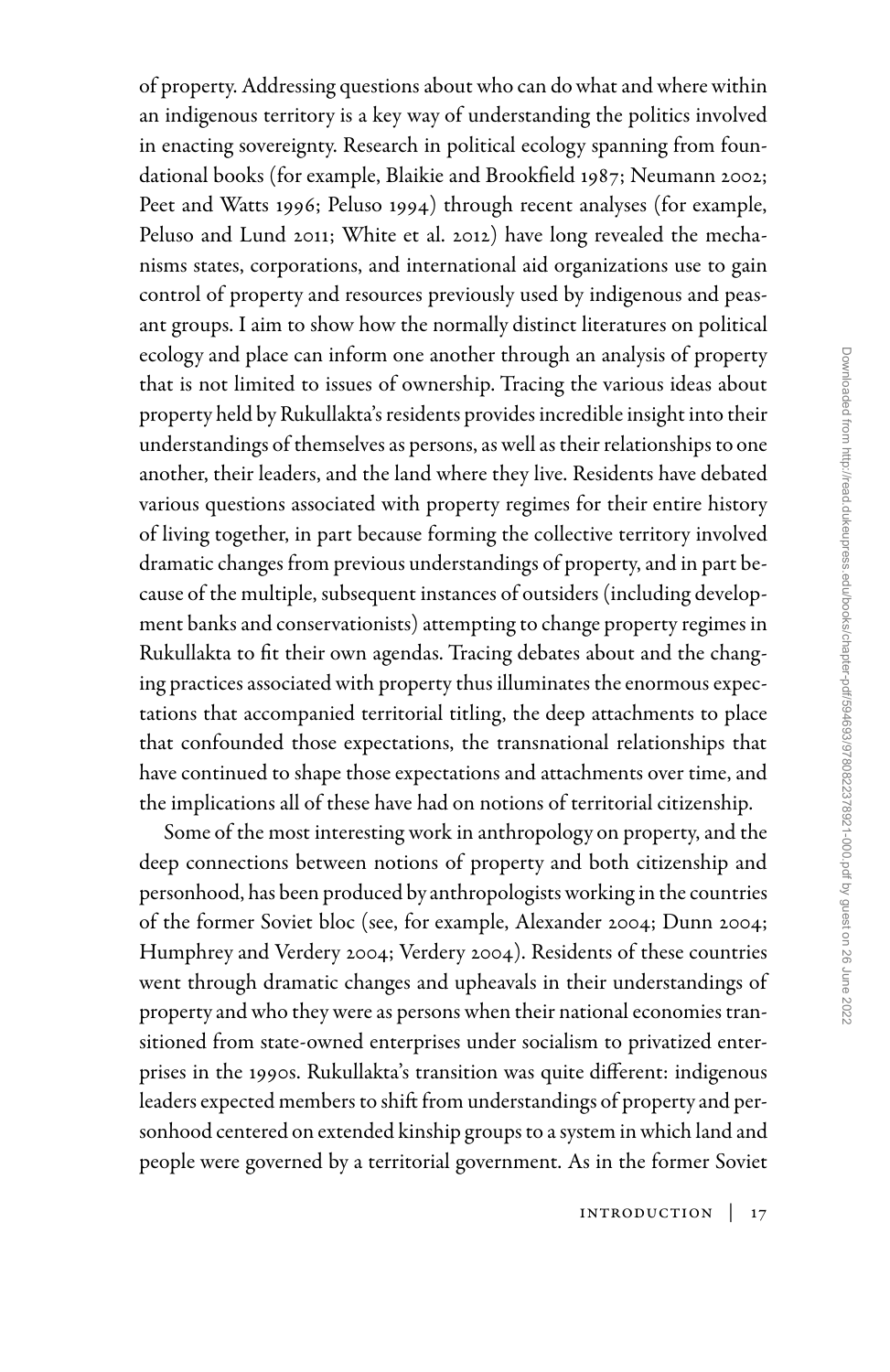of property. Addressing questions about who can do what and where within an indigenous territory is a key way of understanding the politics involved in enacting sovereignty. Research in political ecology spanning from foundational books (for example, Blaikie and Brookfield 1987; Neumann 2002; Peet and Watts 1996; Peluso 1994) through recent analyses (for example, Peluso and Lund 2011; White et al. 2012) have long revealed the mechanisms states, corporations, and international aid organizations use to gain control of property and resources previously used by indigenous and peasant groups. I aim to show how the normally distinct literatures on political ecology and place can inform one another through an analysis of property that is not limited to issues of ownership. Tracing the various ideas about property held by Rukullakta's residents provides incredible insight into their understandings of themselves as persons, as well as their relationships to one another, their leaders, and the land where they live. Residents have debated various questions associated with property regimes for their entire history of living together, in part because forming the collective territory involved dramatic changes from previous understandings of property, and in part because of the multiple, subsequent instances of outsiders (including development banks and conservationists) attempting to change property regimes in Rukullakta to fit their own agendas. Tracing debates about and the changing practices associated with property thus illuminates the enormous expectations that accompanied territorial titling, the deep attachments to place that confounded those expectations, the transnational relationships that have continued to shape those expectations and attachments over time, and the implications all of these have had on notions of territorial citizenship.

Some of the most interesting work in anthropology on property, and the deep connections between notions of property and both citizenship and personhood, has been produced by anthropologists working in the countries of the former Soviet bloc (see, for example, Alexander 2004; Dunn 2004; Humphrey and Verdery 2004; Verdery 2004). Residents of these countries went through dramatic changes and upheavals in their understandings of property and who they were as persons when their national economies transitioned from state-owned enterprises under socialism to privatized enterprises in the 1990s. Rukullakta's transition was quite different: indigenous leaders expected members to shift from understandings of property and personhood centered on extended kinship groups to a system in which land and people were governed by a territorial government. As in the former Soviet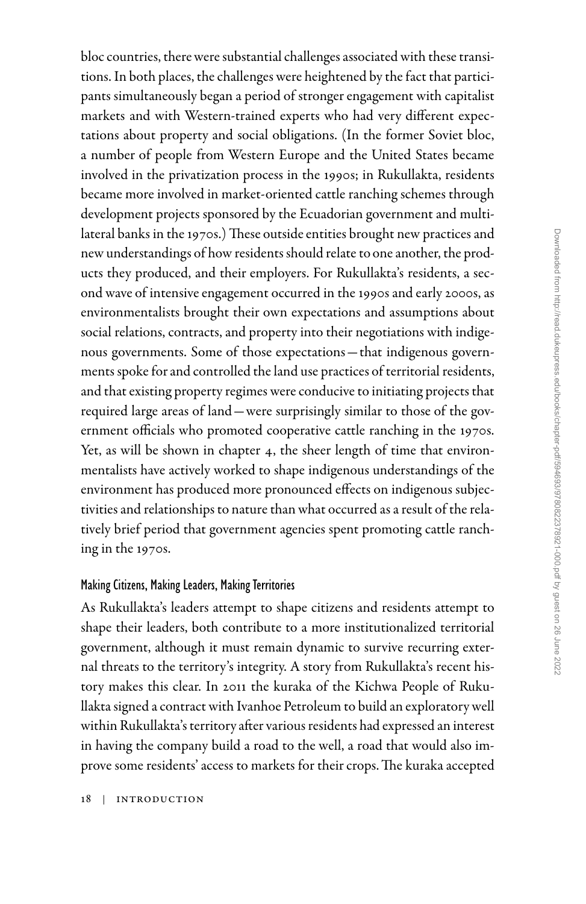bloc countries, there were substantial challenges associated with these transitions. In both places, the challenges were heightened by the fact that participants simultaneously began a period of stronger engagement with capitalist markets and with Western-trained experts who had very different expectations about property and social obligations. (In the former Soviet bloc, a number of people from Western Europe and the United States became involved in the privatization process in the 1990s; in Rukullakta, residents became more involved in market-oriented cattle ranching schemes through development projects sponsored by the Ecuadorian government and multilateral banks in the 1970s.) These outside entities brought new practices and new understandings of how residents should relate to one another, the products they produced, and their employers. For Rukullakta's residents, a second wave of intensive engagement occurred in the 1990s and early 2000s, as environmentalists brought their own expectations and assumptions about social relations, contracts, and property into their negotiations with indigenous governments. Some of those expectations—that indigenous governments spoke for and controlled the land use practices of territorial residents, and that existing property regimes were conducive to initiating projects that required large areas of land—were surprisingly similar to those of the government officials who promoted cooperative cattle ranching in the 1970s. Yet, as will be shown in chapter 4, the sheer length of time that environmentalists have actively worked to shape indigenous understandings of the environment has produced more pronounced effects on indigenous subjectivities and relationships to nature than what occurred as a result of the relatively brief period that government agencies spent promoting cattle ranching in the 1970s.

## Making Citizens, Making Leaders, Making Territories

As Rukullakta's leaders attempt to shape citizens and residents attempt to shape their leaders, both contribute to a more institutionalized territorial government, although it must remain dynamic to survive recurring external threats to the territory's integrity. A story from Rukullakta's recent history makes this clear. In 2011 the kuraka of the Kichwa People of Rukullakta signed a contract with Ivanhoe Petroleum to build an exploratory well within Rukullakta's territory after various residents had expressed an interest in having the company build a road to the well, a road that would also improve some residents' access to markets for their crops. The kuraka accepted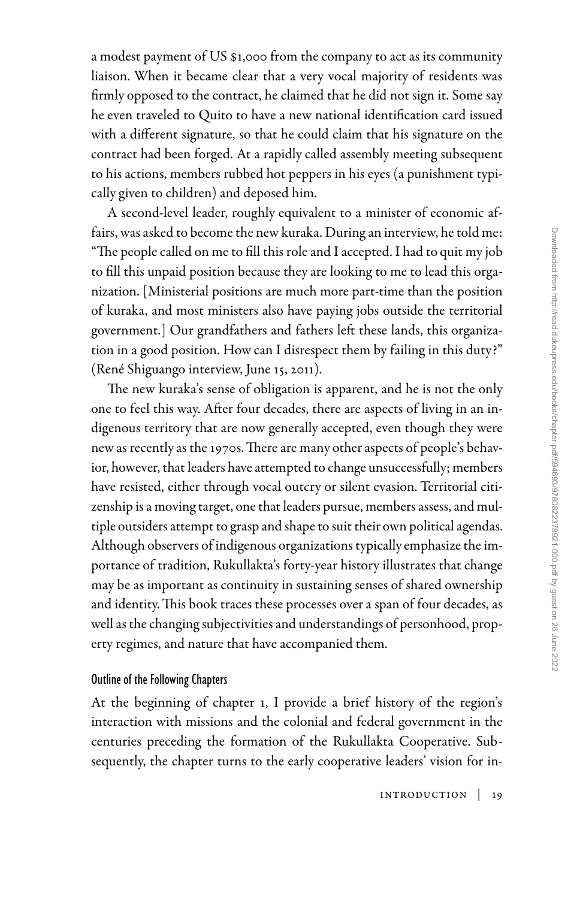a modest payment of US $1,000 from the company to act as its community liaison. When it became clear that a very vocal majority of residents was firmly opposed to the contract, he claimed that he did not sign it. Some say he even traveled to Quito to have a new national identification card issued with a different signature, so that he could claim that his signature on the contract had been forged. At a rapidly called assembly meeting subsequent to his actions, members rubbed hot peppers in his eyes (a punishment typically given to children) and deposed him.

A second-level leader, roughly equivalent to a minister of economic affairs, was asked to become the new kuraka. During an interview, he told me: "The people called on me to fill this role and I accepted. I had to quit my job to fill this unpaid position because they are looking to me to lead this organization. [Ministerial positions are much more part-time than the position of kuraka, and most ministers also have paying jobs outside the territorial government.] Our grandfathers and fathers left these lands, this organization in a good position. How can I disrespect them by failing in this duty?" (René Shiguango interview, June 15, 2011).

The new kuraka's sense of obligation is apparent, and he is not the only one to feel this way. After four decades, there are aspects of living in an indigenous territory that are now generally accepted, even though they were new as recently as the 1970s. There are many other aspects of people's behavior, however, that leaders have attempted to change unsuccessfully; members have resisted, either through vocal outcry or silent evasion. Territorial citizenship is a moving target, one that leaders pursue, members assess, and multiple outsiders attempt to grasp and shape to suit their own political agendas. Although observers of indigenous organizations typically emphasize the importance of tradition, Rukullakta's forty-year history illustrates that change may be as important as continuity in sustaining senses of shared ownership and identity. This book traces these processes over a span of four decades, as well as the changing subjectivities and understandings of personhood, property regimes, and nature that have accompanied them.

## Outline of the Following Chapters

At the beginning of chapter 1, I provide a brief history of the region's interaction with missions and the colonial and federal government in the centuries preceding the formation of the Rukullakta Cooperative. Subsequently, the chapter turns to the early cooperative leaders' vision for in-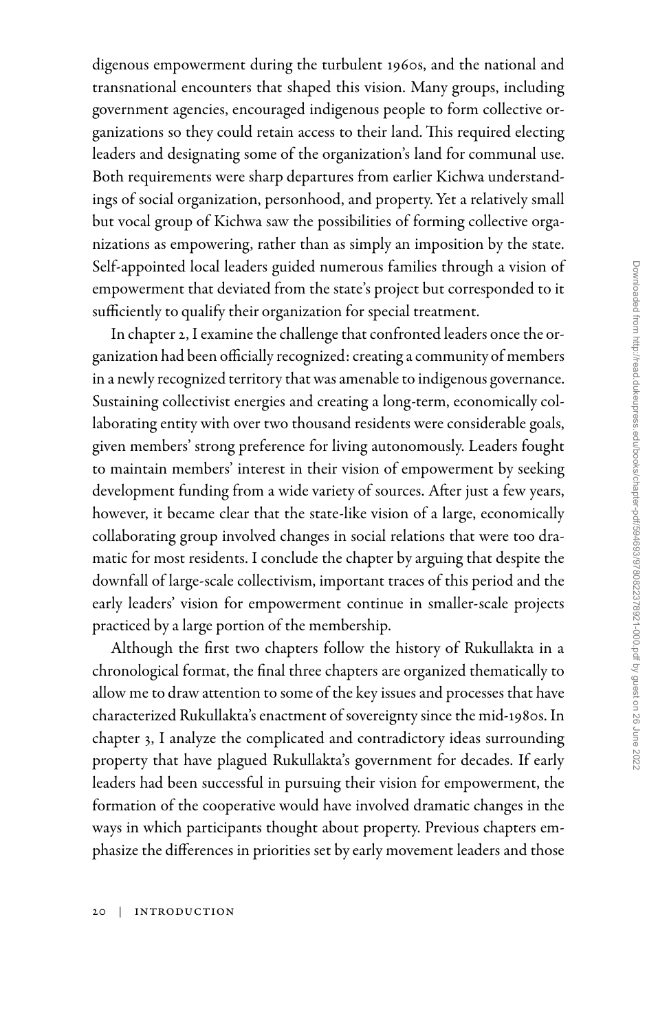digenous empowerment during the turbulent 1960s, and the national and transnational encounters that shaped this vision. Many groups, including government agencies, encouraged indigenous people to form collective organizations so they could retain access to their land. This required electing leaders and designating some of the organization's land for communal use. Both requirements were sharp departures from earlier Kichwa understandings of social organization, personhood, and property. Yet a relatively small but vocal group of Kichwa saw the possibilities of forming collective organizations as empowering, rather than as simply an imposition by the state. Self-appointed local leaders guided numerous families through a vision of empowerment that deviated from the state's project but corresponded to it sufficiently to qualify their organization for special treatment.

In chapter 2, I examine the challenge that confronted leaders once the organization had been officially recognized: creating a community of members in a newly recognized territory that was amenable to indigenous governance. Sustaining collectivist energies and creating a long-term, economically collaborating entity with over two thousand residents were considerable goals, given members' strong preference for living autonomously. Leaders fought to maintain members' interest in their vision of empowerment by seeking development funding from a wide variety of sources. After just a few years, however, it became clear that the state-like vision of a large, economically collaborating group involved changes in social relations that were too dramatic for most residents. I conclude the chapter by arguing that despite the downfall of large-scale collectivism, important traces of this period and the early leaders' vision for empowerment continue in smaller-scale projects practiced by a large portion of the membership.

Although the first two chapters follow the history of Rukullakta in a chronological format, the final three chapters are organized thematically to allow me to draw attention to some of the key issues and processes that have characterized Rukullakta's enactment of sovereignty since the mid-1980s. In chapter 3, I analyze the complicated and contradictory ideas surrounding property that have plagued Rukullakta's government for decades. If early leaders had been successful in pursuing their vision for empowerment, the formation of the cooperative would have involved dramatic changes in the ways in which participants thought about property. Previous chapters emphasize the differences in priorities set by early movement leaders and those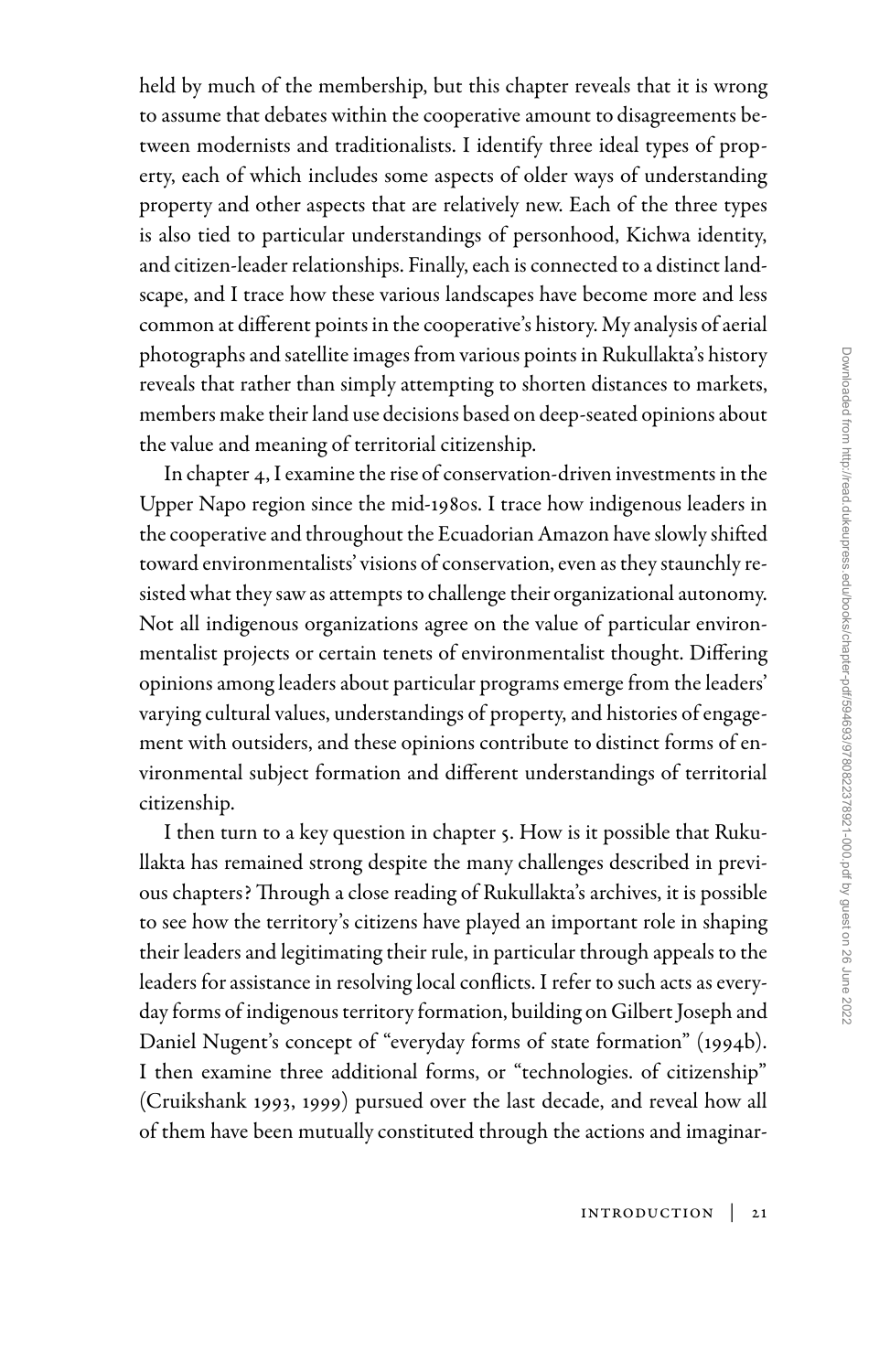held by much of the membership, but this chapter reveals that it is wrong to assume that debates within the cooperative amount to disagreements between modernists and traditionalists. I identify three ideal types of property, each of which includes some aspects of older ways of understanding property and other aspects that are relatively new. Each of the three types is also tied to particular understandings of personhood, Kichwa identity, and citizen-leader relationships. Finally, each is connected to a distinct landscape, and I trace how these various landscapes have become more and less common at different points in the cooperative's history. My analysis of aerial photographs and satellite images from various points in Rukullakta's history reveals that rather than simply attempting to shorten distances to markets, members make their land use decisions based on deep-seated opinions about the value and meaning of territorial citizenship.

In chapter 4, I examine the rise of conservation-driven investments in the Upper Napo region since the mid-1980s. I trace how indigenous leaders in the cooperative and throughout the Ecuadorian Amazon have slowly shifted toward environmentalists' visions of conservation, even as they staunchly resisted what they saw as attempts to challenge their organizational autonomy. Not all indigenous organizations agree on the value of particular environmentalist projects or certain tenets of environmentalist thought. Differing opinions among leaders about particular programs emerge from the leaders' varying cultural values, understandings of property, and histories of engagement with outsiders, and these opinions contribute to distinct forms of environmental subject formation and different understandings of territorial citizenship.

I then turn to a key question in chapter 5. How is it possible that Rukullakta has remained strong despite the many challenges described in previous chapters? Through a close reading of Rukullakta's archives, it is possible to see how the territory's citizens have played an important role in shaping their leaders and legitimating their rule, in particular through appeals to the leaders for assistance in resolving local conflicts. I refer to such acts as everyday forms of indigenous territory formation, building on Gilbert Joseph and Daniel Nugent's concept of "everyday forms of state formation" (1994b). I then examine three additional forms, or "technologies. of citizenship" (Cruikshank 1993, 1999) pursued over the last decade, and reveal how all of them have been mutually constituted through the actions and imaginar-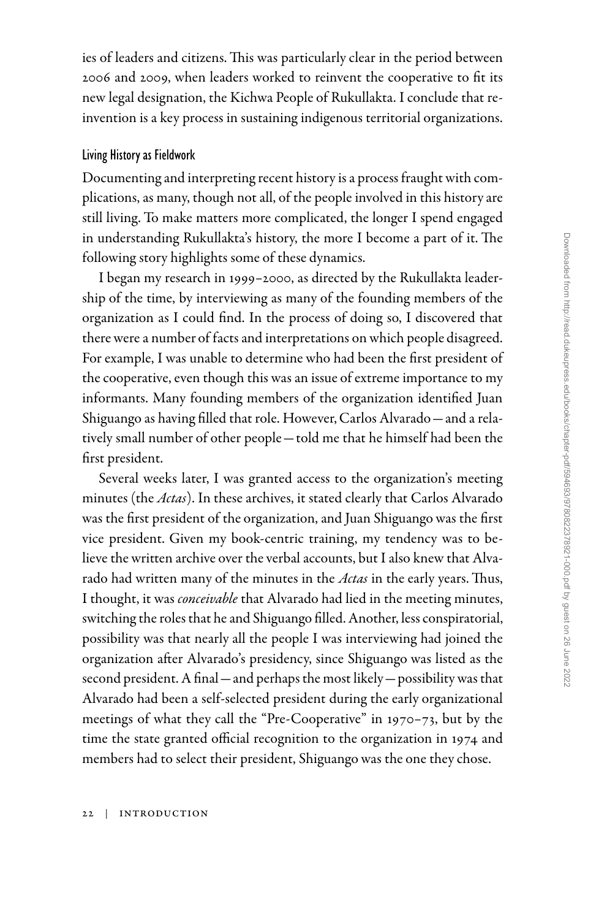ies of leaders and citizens. This was particularly clear in the period between 2006 and 2009, when leaders worked to reinvent the cooperative to fit its new legal designation, the Kichwa People of Rukullakta. I conclude that reinvention is a key process in sustaining indigenous territorial organizations.

### Living History as Fieldwork

Documenting and interpreting recent history is a process fraught with complications, as many, though not all, of the people involved in this history are still living. To make matters more complicated, the longer I spend engaged in understanding Rukullakta's history, the more I become a part of it. The following story highlights some of these dynamics.

I began my research in 1999–2000, as directed by the Rukullakta leadership of the time, by interviewing as many of the founding members of the organization as I could find. In the process of doing so, I discovered that there were a number of facts and interpretations on which people disagreed. For example, I was unable to determine who had been the first president of the cooperative, even though this was an issue of extreme importance to my informants. Many founding members of the organization identified Juan Shiguango as having filled that role. However, Carlos Alvarado—and a relatively small number of other people—told me that he himself had been the first president.

Several weeks later, I was granted access to the organization's meeting minutes (the *Actas*). In these archives, it stated clearly that Carlos Alvarado was the first president of the organization, and Juan Shiguango was the first vice president. Given my book-centric training, my tendency was to believe the written archive over the verbal accounts, but I also knew that Alvarado had written many of the minutes in the *Actas* in the early years. Thus, I thought, it was *conceivable* that Alvarado had lied in the meeting minutes, switching the roles that he and Shiguango filled. Another, less conspiratorial, possibility was that nearly all the people I was interviewing had joined the organization after Alvarado's presidency, since Shiguango was listed as the second president. A final—and perhaps the most likely—possibility was that Alvarado had been a self-selected president during the early organizational meetings of what they call the "Pre-Cooperative" in 1970–73, but by the time the state granted official recognition to the organization in 1974 and members had to select their president, Shiguango was the one they chose.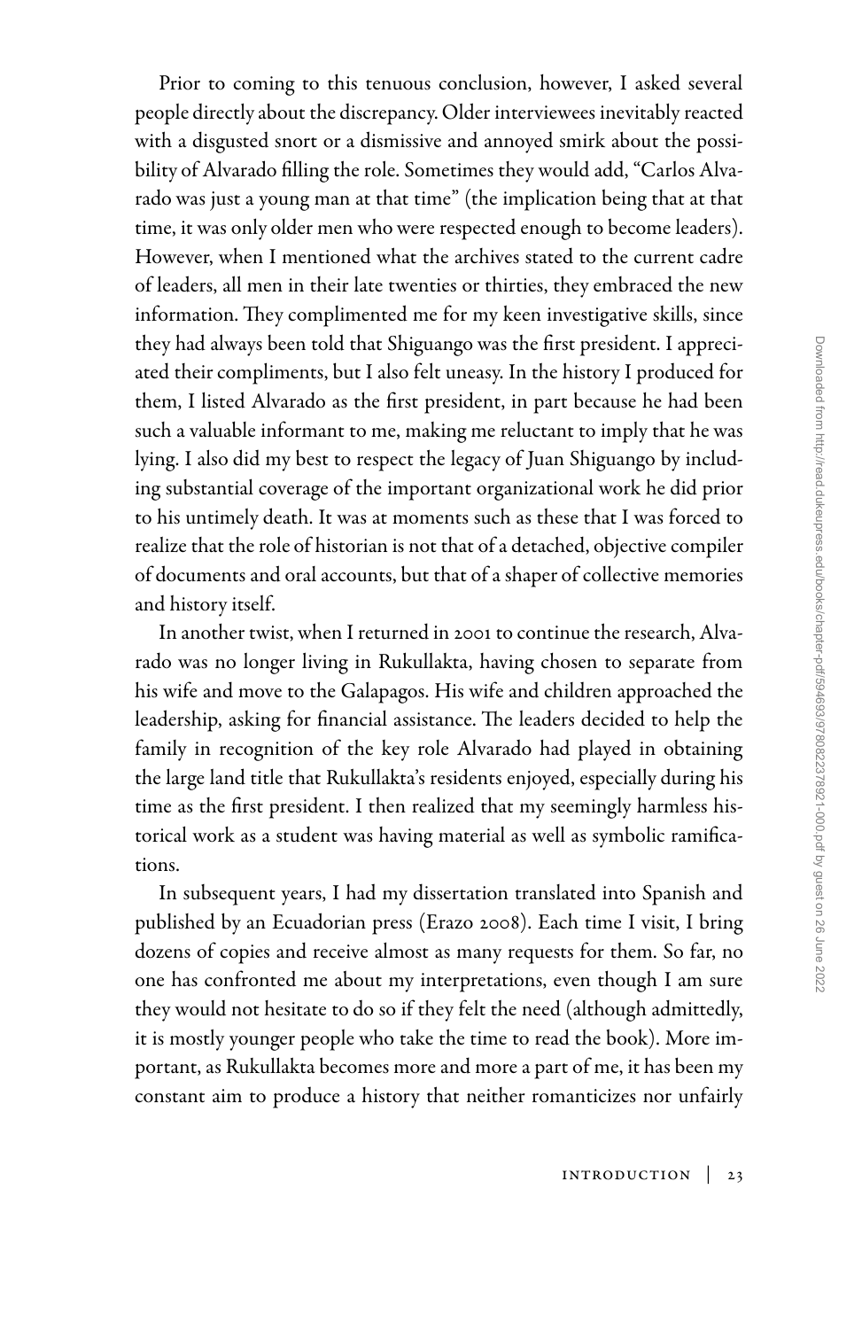Prior to coming to this tenuous conclusion, however, I asked several people directly about the discrepancy. Older interviewees inevitably reacted with a disgusted snort or a dismissive and annoyed smirk about the possibility of Alvarado filling the role. Sometimes they would add, "Carlos Alvarado was just a young man at that time" (the implication being that at that time, it was only older men who were respected enough to become leaders). However, when I mentioned what the archives stated to the current cadre of leaders, all men in their late twenties or thirties, they embraced the new information. They complimented me for my keen investigative skills, since they had always been told that Shiguango was the first president. I appreciated their compliments, but I also felt uneasy. In the history I produced for them, I listed Alvarado as the first president, in part because he had been such a valuable informant to me, making me reluctant to imply that he was lying. I also did my best to respect the legacy of Juan Shiguango by including substantial coverage of the important organizational work he did prior to his untimely death. It was at moments such as these that I was forced to realize that the role of historian is not that of a detached, objective compiler of documents and oral accounts, but that of a shaper of collective memories and history itself.

In another twist, when I returned in 2001 to continue the research, Alvarado was no longer living in Rukullakta, having chosen to separate from his wife and move to the Galapagos. His wife and children approached the leadership, asking for financial assistance. The leaders decided to help the family in recognition of the key role Alvarado had played in obtaining the large land title that Rukullakta's residents enjoyed, especially during his time as the first president. I then realized that my seemingly harmless historical work as a student was having material as well as symbolic ramifications.

In subsequent years, I had my dissertation translated into Spanish and published by an Ecuadorian press (Erazo 2008). Each time I visit, I bring dozens of copies and receive almost as many requests for them. So far, no one has confronted me about my interpretations, even though I am sure they would not hesitate to do so if they felt the need (although admittedly, it is mostly younger people who take the time to read the book). More important, as Rukullakta becomes more and more a part of me, it has been my constant aim to produce a history that neither romanticizes nor unfairly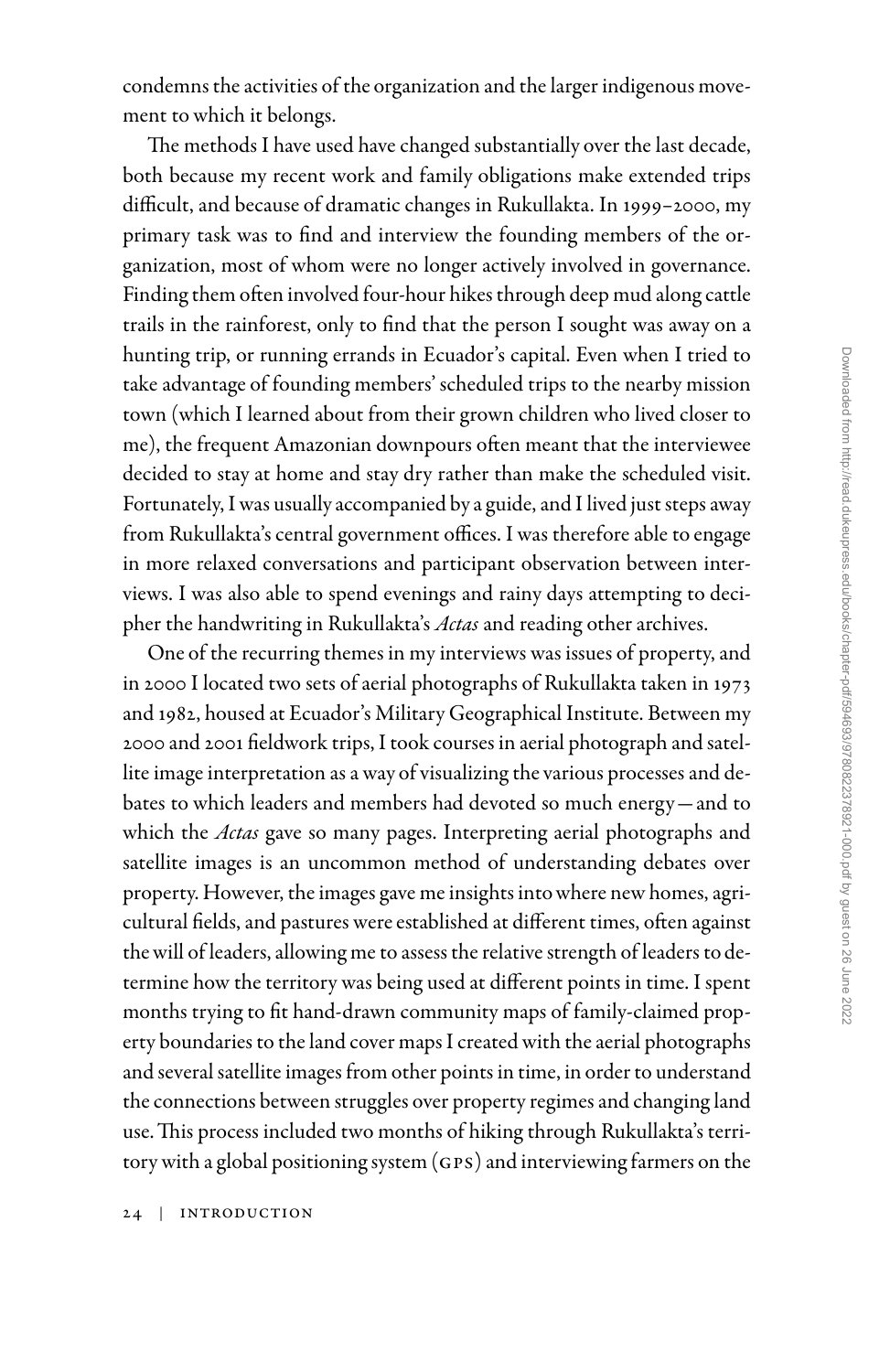condemns the activities of the organization and the larger indigenous movement to which it belongs.

The methods I have used have changed substantially over the last decade, both because my recent work and family obligations make extended trips difficult, and because of dramatic changes in Rukullakta. In 1999–2000, my primary task was to find and interview the founding members of the organization, most of whom were no longer actively involved in governance. Finding them often involved four-hour hikes through deep mud along cattle trails in the rainforest, only to find that the person I sought was away on a hunting trip, or running errands in Ecuador's capital. Even when I tried to take advantage of founding members' scheduled trips to the nearby mission town (which I learned about from their grown children who lived closer to me), the frequent Amazonian downpours often meant that the interviewee decided to stay at home and stay dry rather than make the scheduled visit. Fortunately, I was usually accompanied by a guide, and I lived just steps away from Rukullakta's central government offices. I was therefore able to engage in more relaxed conversations and participant observation between interviews. I was also able to spend evenings and rainy days attempting to decipher the handwriting in Rukullakta's *Actas* and reading other archives.

One of the recurring themes in my interviews was issues of property, and in 2000 I located two sets of aerial photographs of Rukullakta taken in 1973 and 1982, housed at Ecuador's Military Geographical Institute. Between my 2000 and 2001 fieldwork trips, I took courses in aerial photograph and satellite image interpretation as a way of visualizing the various processes and debates to which leaders and members had devoted so much energy—and to which the *Actas* gave so many pages. Interpreting aerial photographs and satellite images is an uncommon method of understanding debates over property. However, the images gave me insights into where new homes, agricultural fields, and pastures were established at different times, often against the will of leaders, allowing me to assess the relative strength of leaders to determine how the territory was being used at different points in time. I spent months trying to fit hand-drawn community maps of family-claimed property boundaries to the land cover maps I created with the aerial photographs and several satellite images from other points in time, in order to understand the connections between struggles over property regimes and changing land use. This process included two months of hiking through Rukullakta's territory with a global positioning system (GPS) and interviewing farmers on the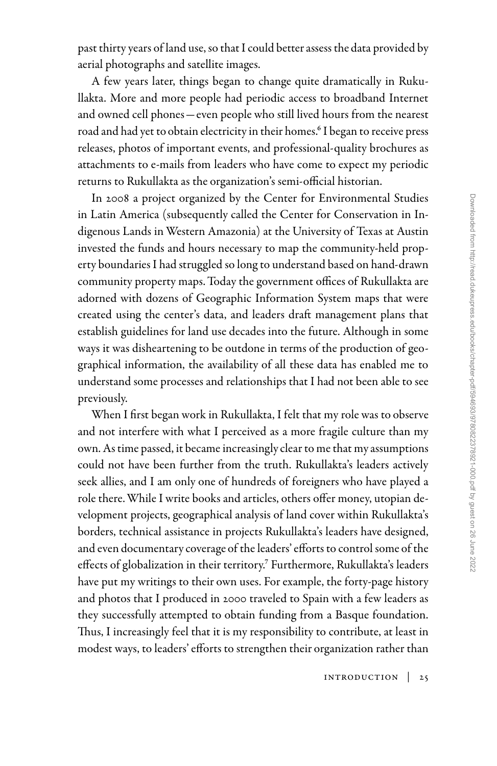past thirty years of land use, so that I could better assess the data provided by aerial photographs and satellite images.

A few years later, things began to change quite dramatically in Rukullakta. More and more people had periodic access to broadband Internet and owned cell phones—even people who still lived hours from the nearest road and had yet to obtain electricity in their homes.[6] I began to receive press releases, photos of important events, and professional-quality brochures as attachments to e-mails from leaders who have come to expect my periodic returns to Rukullakta as the organization's semi-official historian.

In 2008 a project organized by the Center for Environmental Studies in Latin America (subsequently called the Center for Conservation in Indigenous Lands in Western Amazonia) at the University of Texas at Austin invested the funds and hours necessary to map the community-held property boundaries I had struggled so long to understand based on hand-drawn community property maps. Today the government offices of Rukullakta are adorned with dozens of Geographic Information System maps that were created using the center's data, and leaders draft management plans that establish guidelines for land use decades into the future. Although in some ways it was disheartening to be outdone in terms of the production of geographical information, the availability of all these data has enabled me to understand some processes and relationships that I had not been able to see previously.

When I first began work in Rukullakta, I felt that my role was to observe and not interfere with what I perceived as a more fragile culture than my own. As time passed, it became increasingly clear to me that my assumptions could not have been further from the truth. Rukullakta's leaders actively seek allies, and I am only one of hundreds of foreigners who have played a role there. While I write books and articles, others offer money, utopian development projects, geographical analysis of land cover within Rukullakta's borders, technical assistance in projects Rukullakta's leaders have designed, and even documentary coverage of the leaders' efforts to control some of the effects of globalization in their territory.[7] Furthermore, Rukullakta's leaders have put my writings to their own uses. For example, the forty-page history and photos that I produced in 2000 traveled to Spain with a few leaders as they successfully attempted to obtain funding from a Basque foundation. Thus, I increasingly feel that it is my responsibility to contribute, at least in modest ways, to leaders' efforts to strengthen their organization rather than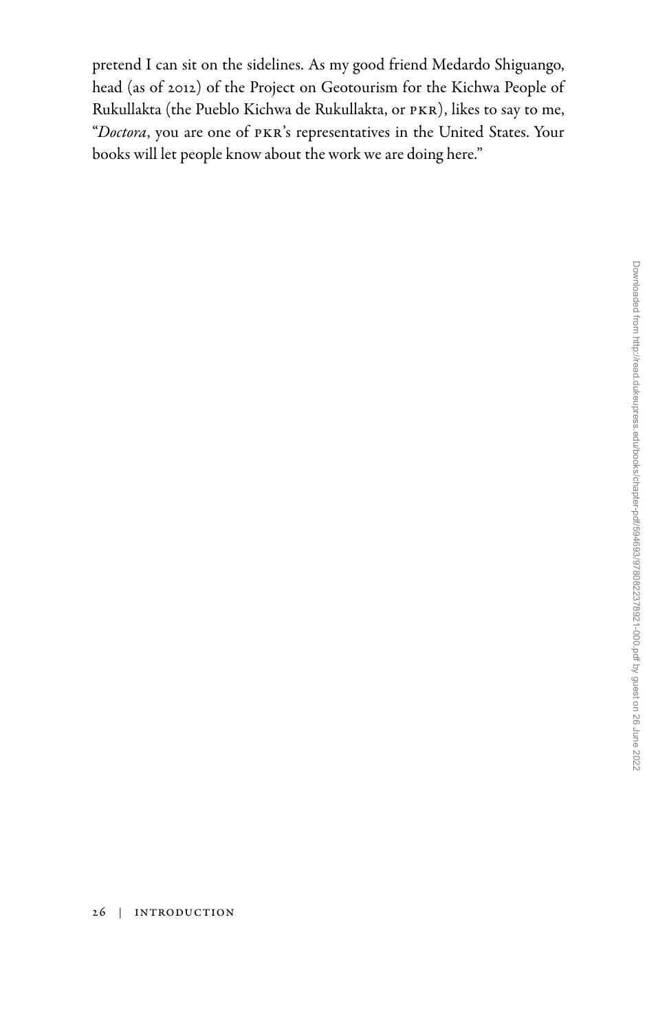pretend I can sit on the sidelines. As my good friend Medardo Shiguango, head (as of 2012) of the Project on Geotourism for the Kichwa People of Rukullakta (the Pueblo Kichwa de Rukullakta, or PKR), likes to say to me, "*Doctora*, you are one of PKR's representatives in the United States. Your books will let people know about the work we are doing here."